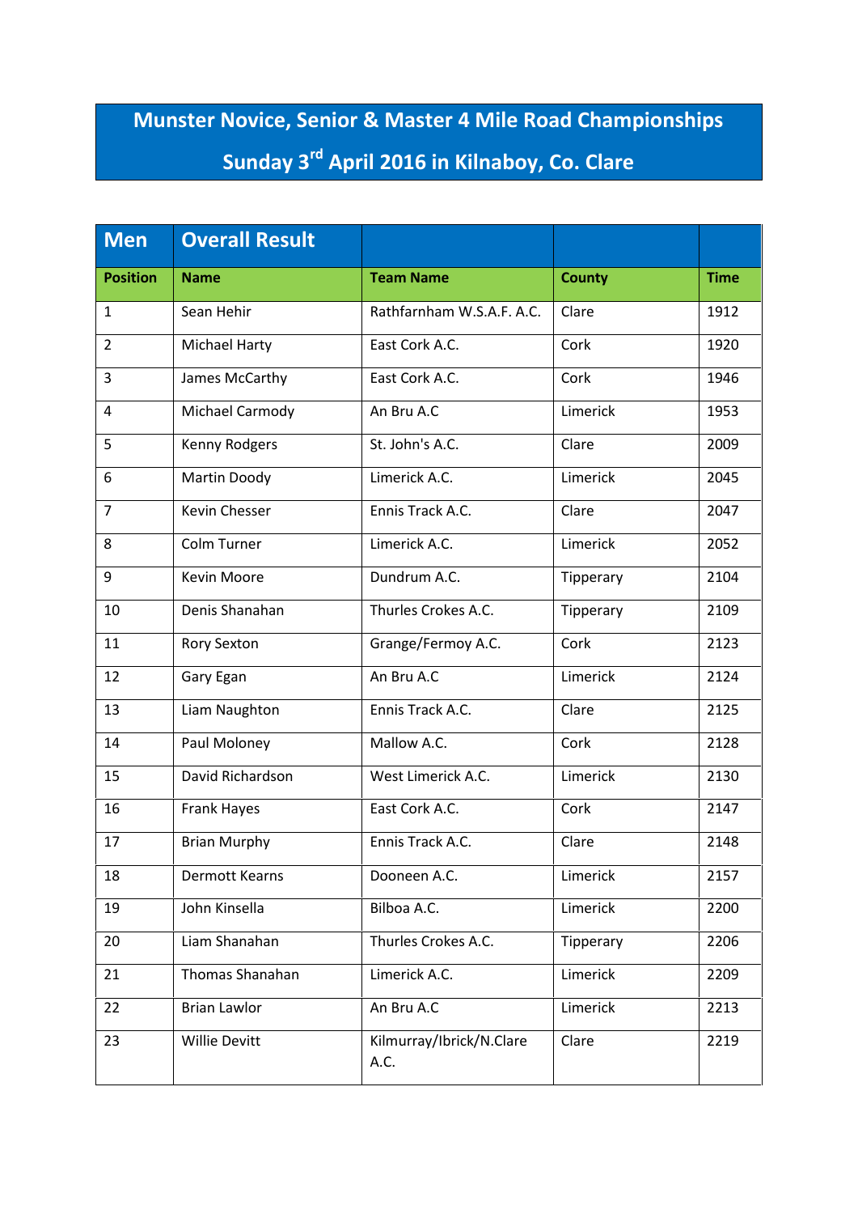# Munster Novice, Senior & Master 4 Mile Road Championships

## Sunday 3rd April 2016 in Kilnaboy, Co. Clare

| Men | Overall Result | | | |
|---|---|---|---|---|
| **Position** | **Name** | **Team Name** | **County** | **Time** |
| 1 | Sean Hehir | Rathfarnham W.S.A.F. A.C. | Clare | 1912 |
| 2 | Michael Harty | East Cork A.C. | Cork | 1920 |
| 3 | James McCarthy | East Cork A.C. | Cork | 1946 |
| 4 | Michael Carmody | An Bru A.C | Limerick | 1953 |
| 5 | Kenny Rodgers | St. John's A.C. | Clare | 2009 |
| 6 | Martin Doody | Limerick A.C. | Limerick | 2045 |
| 7 | Kevin Chesser | Ennis Track A.C. | Clare | 2047 |
| 8 | Colm Turner | Limerick A.C. | Limerick | 2052 |
| 9 | Kevin Moore | Dundrum A.C. | Tipperary | 2104 |
| 10 | Denis Shanahan | Thurles Crokes A.C. | Tipperary | 2109 |
| 11 | Rory Sexton | Grange/Fermoy A.C. | Cork | 2123 |
| 12 | Gary Egan | An Bru A.C | Limerick | 2124 |
| 13 | Liam Naughton | Ennis Track A.C. | Clare | 2125 |
| 14 | Paul Moloney | Mallow A.C. | Cork | 2128 |
| 15 | David Richardson | West Limerick A.C. | Limerick | 2130 |
| 16 | Frank Hayes | East Cork A.C. | Cork | 2147 |
| 17 | Brian Murphy | Ennis Track A.C. | Clare | 2148 |
| 18 | Dermott Kearns | Dooneen A.C. | Limerick | 2157 |
| 19 | John Kinsella | Bilboa A.C. | Limerick | 2200 |
| 20 | Liam Shanahan | Thurles Crokes A.C. | Tipperary | 2206 |
| 21 | Thomas Shanahan | Limerick A.C. | Limerick | 2209 |
| 22 | Brian Lawlor | An Bru A.C | Limerick | 2213 |
| 23 | Willie Devitt | Kilmurray/Ibrick/N.Clare A.C. | Clare | 2219 |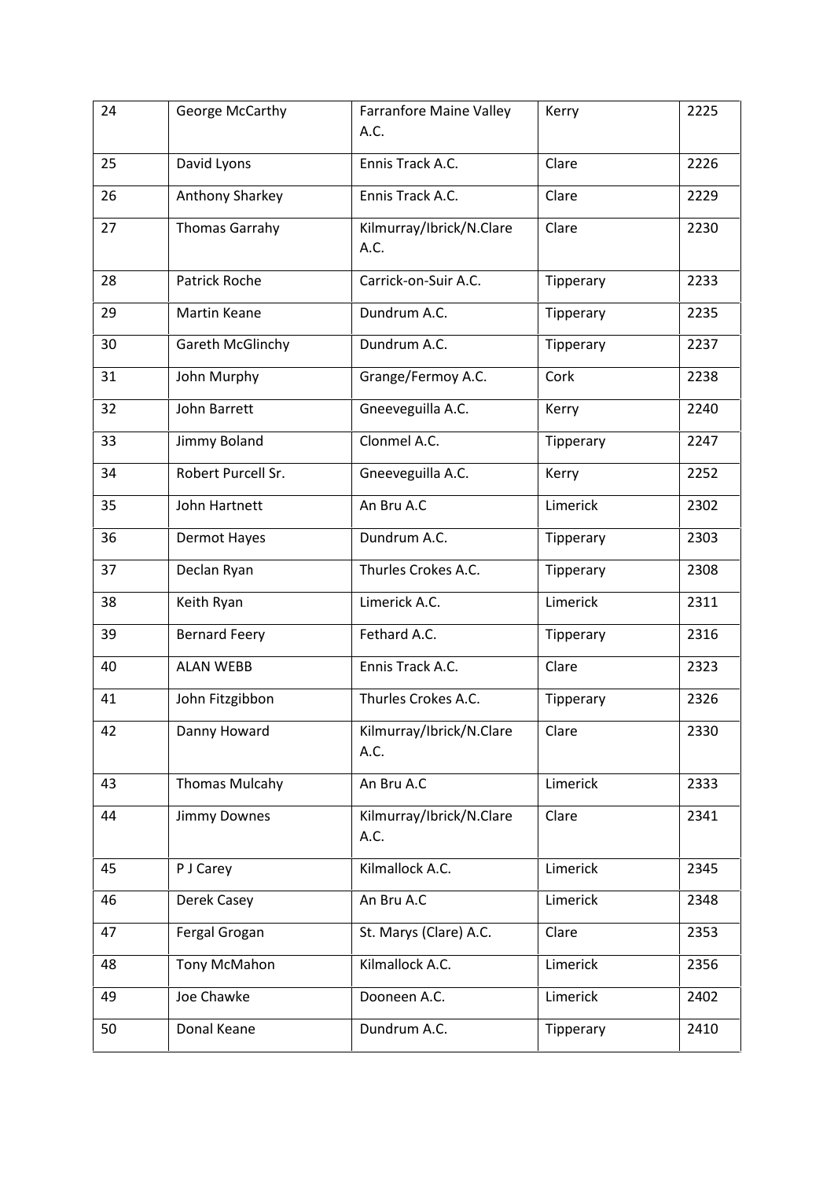| 24 | George McCarthy | Farranfore Maine Valley A.C. | Kerry | 2225 |
|---|---|---|---|---|
| 25 | David Lyons | Ennis Track A.C. | Clare | 2226 |
| 26 | Anthony Sharkey | Ennis Track A.C. | Clare | 2229 |
| 27 | Thomas Garrahy | Kilmurray/Ibrick/N.Clare A.C. | Clare | 2230 |
| 28 | Patrick Roche | Carrick-on-Suir A.C. | Tipperary | 2233 |
| 29 | Martin Keane | Dundrum A.C. | Tipperary | 2235 |
| 30 | Gareth McGlinchy | Dundrum A.C. | Tipperary | 2237 |
| 31 | John Murphy | Grange/Fermoy A.C. | Cork | 2238 |
| 32 | John Barrett | Gneeveguilla A.C. | Kerry | 2240 |
| 33 | Jimmy Boland | Clonmel A.C. | Tipperary | 2247 |
| 34 | Robert Purcell Sr. | Gneeveguilla A.C. | Kerry | 2252 |
| 35 | John Hartnett | An Bru A.C | Limerick | 2302 |
| 36 | Dermot Hayes | Dundrum A.C. | Tipperary | 2303 |
| 37 | Declan Ryan | Thurles Crokes A.C. | Tipperary | 2308 |
| 38 | Keith Ryan | Limerick A.C. | Limerick | 2311 |
| 39 | Bernard Feery | Fethard A.C. | Tipperary | 2316 |
| 40 | ALAN WEBB | Ennis Track A.C. | Clare | 2323 |
| 41 | John Fitzgibbon | Thurles Crokes A.C. | Tipperary | 2326 |
| 42 | Danny Howard | Kilmurray/Ibrick/N.Clare A.C. | Clare | 2330 |
| 43 | Thomas Mulcahy | An Bru A.C | Limerick | 2333 |
| 44 | Jimmy Downes | Kilmurray/Ibrick/N.Clare A.C. | Clare | 2341 |
| 45 | P J Carey | Kilmallock A.C. | Limerick | 2345 |
| 46 | Derek Casey | An Bru A.C | Limerick | 2348 |
| 47 | Fergal Grogan | St. Marys (Clare) A.C. | Clare | 2353 |
| 48 | Tony McMahon | Kilmallock A.C. | Limerick | 2356 |
| 49 | Joe Chawke | Dooneen A.C. | Limerick | 2402 |
| 50 | Donal Keane | Dundrum A.C. | Tipperary | 2410 |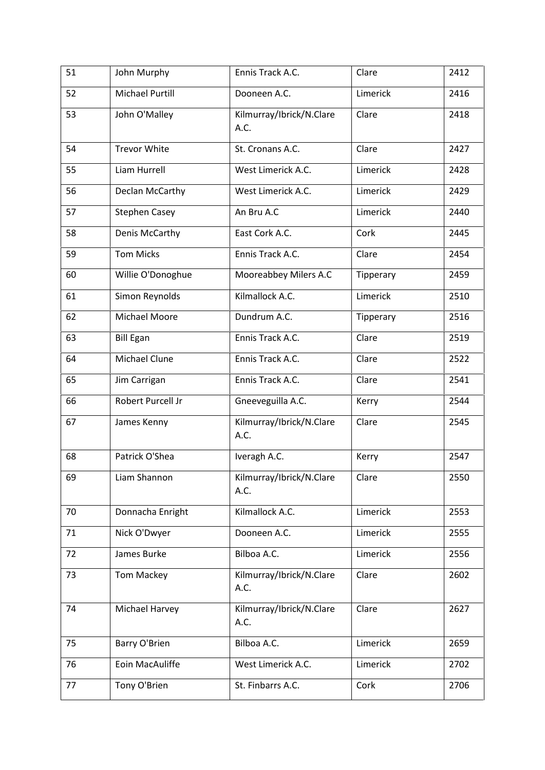| 51 | John Murphy | Ennis Track A.C. | Clare | 2412 |
|---|---|---|---|---|
| 52 | Michael Purtill | Dooneen A.C. | Limerick | 2416 |
| 53 | John O'Malley | Kilmurray/Ibrick/N.Clare A.C. | Clare | 2418 |
| 54 | Trevor White | St. Cronans A.C. | Clare | 2427 |
| 55 | Liam Hurrell | West Limerick A.C. | Limerick | 2428 |
| 56 | Declan McCarthy | West Limerick A.C. | Limerick | 2429 |
| 57 | Stephen Casey | An Bru A.C | Limerick | 2440 |
| 58 | Denis McCarthy | East Cork A.C. | Cork | 2445 |
| 59 | Tom Micks | Ennis Track A.C. | Clare | 2454 |
| 60 | Willie O'Donoghue | Mooreabbey Milers A.C | Tipperary | 2459 |
| 61 | Simon Reynolds | Kilmallock A.C. | Limerick | 2510 |
| 62 | Michael Moore | Dundrum A.C. | Tipperary | 2516 |
| 63 | Bill Egan | Ennis Track A.C. | Clare | 2519 |
| 64 | Michael Clune | Ennis Track A.C. | Clare | 2522 |
| 65 | Jim Carrigan | Ennis Track A.C. | Clare | 2541 |
| 66 | Robert Purcell Jr | Gneeveguilla A.C. | Kerry | 2544 |
| 67 | James Kenny | Kilmurray/Ibrick/N.Clare A.C. | Clare | 2545 |
| 68 | Patrick O'Shea | Iveragh A.C. | Kerry | 2547 |
| 69 | Liam Shannon | Kilmurray/Ibrick/N.Clare A.C. | Clare | 2550 |
| 70 | Donnacha Enright | Kilmallock A.C. | Limerick | 2553 |
| 71 | Nick O'Dwyer | Dooneen A.C. | Limerick | 2555 |
| 72 | James Burke | Bilboa A.C. | Limerick | 2556 |
| 73 | Tom Mackey | Kilmurray/Ibrick/N.Clare A.C. | Clare | 2602 |
| 74 | Michael Harvey | Kilmurray/Ibrick/N.Clare A.C. | Clare | 2627 |
| 75 | Barry O'Brien | Bilboa A.C. | Limerick | 2659 |
| 76 | Eoin MacAuliffe | West Limerick A.C. | Limerick | 2702 |
| 77 | Tony O'Brien | St. Finbarrs A.C. | Cork | 2706 |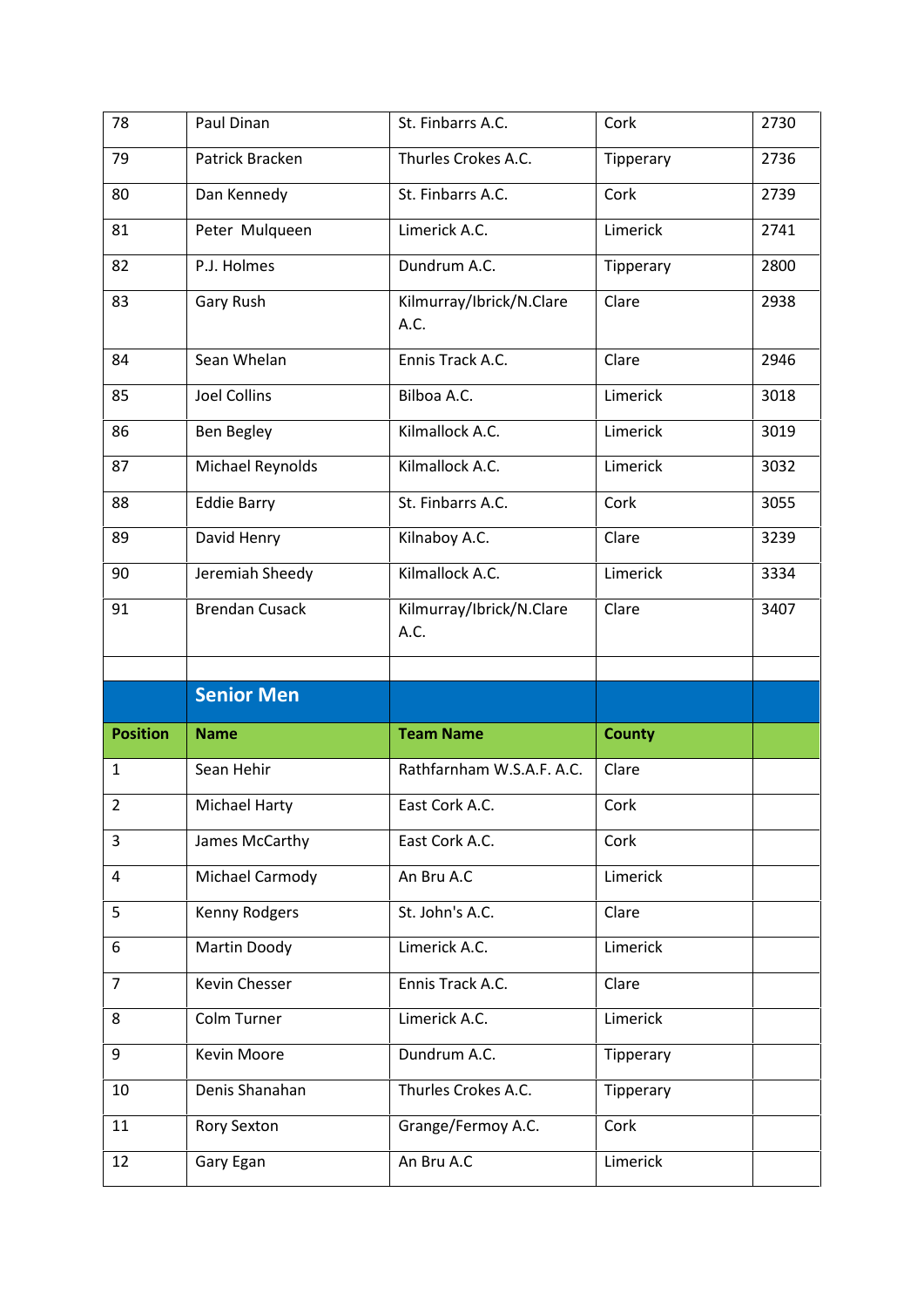| | | | | |
|---|---|---|---|---|
| 78 | Paul Dinan | St. Finbarrs A.C. | Cork | 2730 |
| 79 | Patrick Bracken | Thurles Crokes A.C. | Tipperary | 2736 |
| 80 | Dan Kennedy | St. Finbarrs A.C. | Cork | 2739 |
| 81 | Peter Mulqueen | Limerick A.C. | Limerick | 2741 |
| 82 | P.J. Holmes | Dundrum A.C. | Tipperary | 2800 |
| 83 | Gary Rush | Kilmurray/Ibrick/N.Clare A.C. | Clare | 2938 |
| 84 | Sean Whelan | Ennis Track A.C. | Clare | 2946 |
| 85 | Joel Collins | Bilboa A.C. | Limerick | 3018 |
| 86 | Ben Begley | Kilmallock A.C. | Limerick | 3019 |
| 87 | Michael Reynolds | Kilmallock A.C. | Limerick | 3032 |
| 88 | Eddie Barry | St. Finbarrs A.C. | Cork | 3055 |
| 89 | David Henry | Kilnaboy A.C. | Clare | 3239 |
| 90 | Jeremiah Sheedy | Kilmallock A.C. | Limerick | 3334 |
| 91 | Brendan Cusack | Kilmurray/Ibrick/N.Clare A.C. | Clare | 3407 |

## Senior Men

| Position | Name | Team Name | County | |
|---|---|---|---|---|
| 1 | Sean Hehir | Rathfarnham W.S.A.F. A.C. | Clare | |
| 2 | Michael Harty | East Cork A.C. | Cork | |
| 3 | James McCarthy | East Cork A.C. | Cork | |
| 4 | Michael Carmody | An Bru A.C | Limerick | |
| 5 | Kenny Rodgers | St. John's A.C. | Clare | |
| 6 | Martin Doody | Limerick A.C. | Limerick | |
| 7 | Kevin Chesser | Ennis Track A.C. | Clare | |
| 8 | Colm Turner | Limerick A.C. | Limerick | |
| 9 | Kevin Moore | Dundrum A.C. | Tipperary | |
| 10 | Denis Shanahan | Thurles Crokes A.C. | Tipperary | |
| 11 | Rory Sexton | Grange/Fermoy A.C. | Cork | |
| 12 | Gary Egan | An Bru A.C | Limerick | |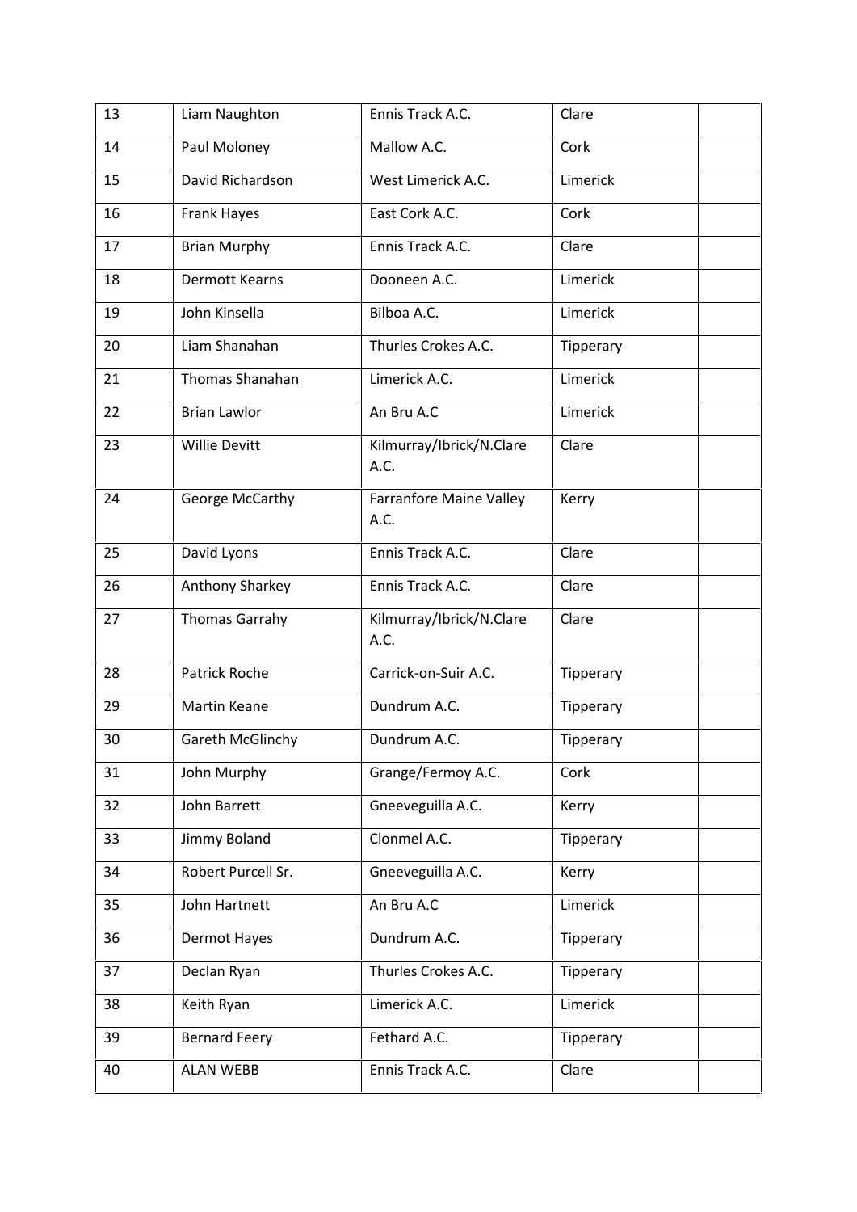| | | | | |
|---|---|---|---|---|
| 13 | Liam Naughton | Ennis Track A.C. | Clare | |
| 14 | Paul Moloney | Mallow A.C. | Cork | |
| 15 | David Richardson | West Limerick A.C. | Limerick | |
| 16 | Frank Hayes | East Cork A.C. | Cork | |
| 17 | Brian Murphy | Ennis Track A.C. | Clare | |
| 18 | Dermott Kearns | Dooneen A.C. | Limerick | |
| 19 | John Kinsella | Bilboa A.C. | Limerick | |
| 20 | Liam Shanahan | Thurles Crokes A.C. | Tipperary | |
| 21 | Thomas Shanahan | Limerick A.C. | Limerick | |
| 22 | Brian Lawlor | An Bru A.C | Limerick | |
| 23 | Willie Devitt | Kilmurray/Ibrick/N.Clare A.C. | Clare | |
| 24 | George McCarthy | Farranfore Maine Valley A.C. | Kerry | |
| 25 | David Lyons | Ennis Track A.C. | Clare | |
| 26 | Anthony Sharkey | Ennis Track A.C. | Clare | |
| 27 | Thomas Garrahy | Kilmurray/Ibrick/N.Clare A.C. | Clare | |
| 28 | Patrick Roche | Carrick-on-Suir A.C. | Tipperary | |
| 29 | Martin Keane | Dundrum A.C. | Tipperary | |
| 30 | Gareth McGlinchy | Dundrum A.C. | Tipperary | |
| 31 | John Murphy | Grange/Fermoy A.C. | Cork | |
| 32 | John Barrett | Gneeveguilla A.C. | Kerry | |
| 33 | Jimmy Boland | Clonmel A.C. | Tipperary | |
| 34 | Robert Purcell Sr. | Gneeveguilla A.C. | Kerry | |
| 35 | John Hartnett | An Bru A.C | Limerick | |
| 36 | Dermot Hayes | Dundrum A.C. | Tipperary | |
| 37 | Declan Ryan | Thurles Crokes A.C. | Tipperary | |
| 38 | Keith Ryan | Limerick A.C. | Limerick | |
| 39 | Bernard Feery | Fethard A.C. | Tipperary | |
| 40 | ALAN WEBB | Ennis Track A.C. | Clare | |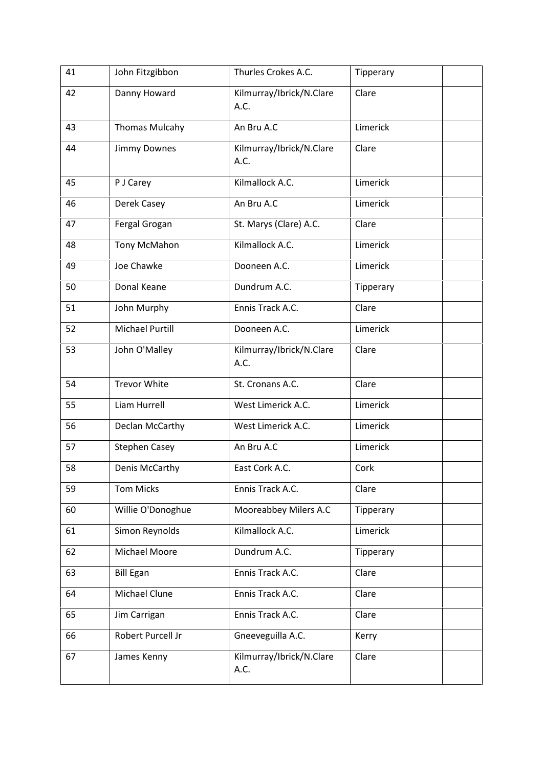| 41 | John Fitzgibbon | Thurles Crokes A.C. | Tipperary | |
|---|---|---|---|---|
| 42 | Danny Howard | Kilmurray/Ibrick/N.Clare A.C. | Clare | |
| 43 | Thomas Mulcahy | An Bru A.C | Limerick | |
| 44 | Jimmy Downes | Kilmurray/Ibrick/N.Clare A.C. | Clare | |
| 45 | P J Carey | Kilmallock A.C. | Limerick | |
| 46 | Derek Casey | An Bru A.C | Limerick | |
| 47 | Fergal Grogan | St. Marys (Clare) A.C. | Clare | |
| 48 | Tony McMahon | Kilmallock A.C. | Limerick | |
| 49 | Joe Chawke | Dooneen A.C. | Limerick | |
| 50 | Donal Keane | Dundrum A.C. | Tipperary | |
| 51 | John Murphy | Ennis Track A.C. | Clare | |
| 52 | Michael Purtill | Dooneen A.C. | Limerick | |
| 53 | John O'Malley | Kilmurray/Ibrick/N.Clare A.C. | Clare | |
| 54 | Trevor White | St. Cronans A.C. | Clare | |
| 55 | Liam Hurrell | West Limerick A.C. | Limerick | |
| 56 | Declan McCarthy | West Limerick A.C. | Limerick | |
| 57 | Stephen Casey | An Bru A.C | Limerick | |
| 58 | Denis McCarthy | East Cork A.C. | Cork | |
| 59 | Tom Micks | Ennis Track A.C. | Clare | |
| 60 | Willie O'Donoghue | Mooreabbey Milers A.C | Tipperary | |
| 61 | Simon Reynolds | Kilmallock A.C. | Limerick | |
| 62 | Michael Moore | Dundrum A.C. | Tipperary | |
| 63 | Bill Egan | Ennis Track A.C. | Clare | |
| 64 | Michael Clune | Ennis Track A.C. | Clare | |
| 65 | Jim Carrigan | Ennis Track A.C. | Clare | |
| 66 | Robert Purcell Jr | Gneeveguilla A.C. | Kerry | |
| 67 | James Kenny | Kilmurray/Ibrick/N.Clare A.C. | Clare | |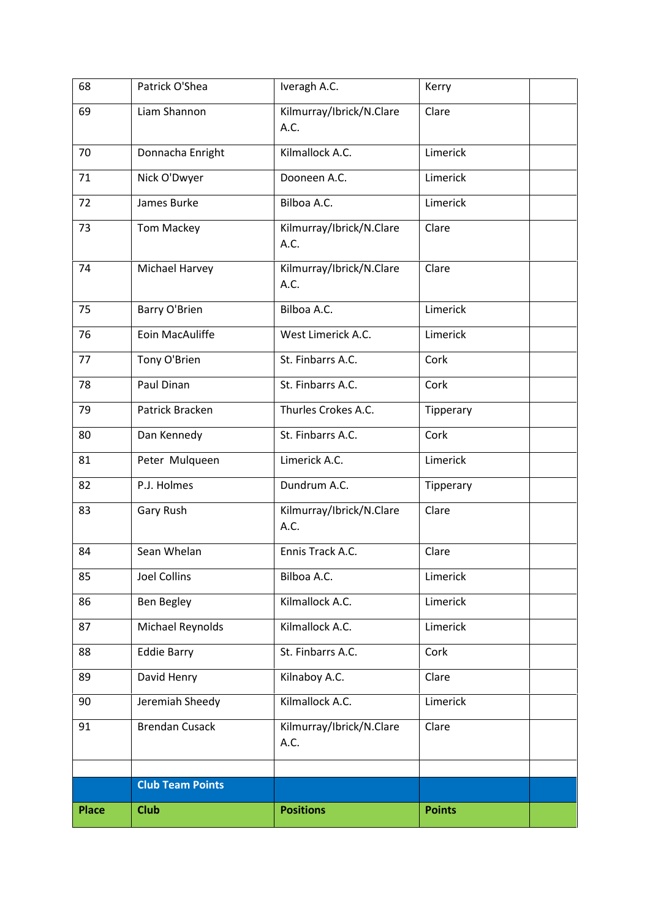| 68 | Patrick O'Shea | Iveragh A.C. | Kerry | |
|---|---|---|---|---|
| 69 | Liam Shannon | Kilmurray/Ibrick/N.Clare A.C. | Clare | |
| 70 | Donnacha Enright | Kilmallock A.C. | Limerick | |
| 71 | Nick O'Dwyer | Dooneen A.C. | Limerick | |
| 72 | James Burke | Bilboa A.C. | Limerick | |
| 73 | Tom Mackey | Kilmurray/Ibrick/N.Clare A.C. | Clare | |
| 74 | Michael Harvey | Kilmurray/Ibrick/N.Clare A.C. | Clare | |
| 75 | Barry O'Brien | Bilboa A.C. | Limerick | |
| 76 | Eoin MacAuliffe | West Limerick A.C. | Limerick | |
| 77 | Tony O'Brien | St. Finbarrs A.C. | Cork | |
| 78 | Paul Dinan | St. Finbarrs A.C. | Cork | |
| 79 | Patrick Bracken | Thurles Crokes A.C. | Tipperary | |
| 80 | Dan Kennedy | St. Finbarrs A.C. | Cork | |
| 81 | Peter Mulqueen | Limerick A.C. | Limerick | |
| 82 | P.J. Holmes | Dundrum A.C. | Tipperary | |
| 83 | Gary Rush | Kilmurray/Ibrick/N.Clare A.C. | Clare | |
| 84 | Sean Whelan | Ennis Track A.C. | Clare | |
| 85 | Joel Collins | Bilboa A.C. | Limerick | |
| 86 | Ben Begley | Kilmallock A.C. | Limerick | |
| 87 | Michael Reynolds | Kilmallock A.C. | Limerick | |
| 88 | Eddie Barry | St. Finbarrs A.C. | Cork | |
| 89 | David Henry | Kilnaboy A.C. | Clare | |
| 90 | Jeremiah Sheedy | Kilmallock A.C. | Limerick | |
| 91 | Brendan Cusack | Kilmurray/Ibrick/N.Clare A.C. | Clare | |
| | | | | |
| | **Club Team Points** | | | |
| **Place** | **Club** | **Positions** | **Points** | |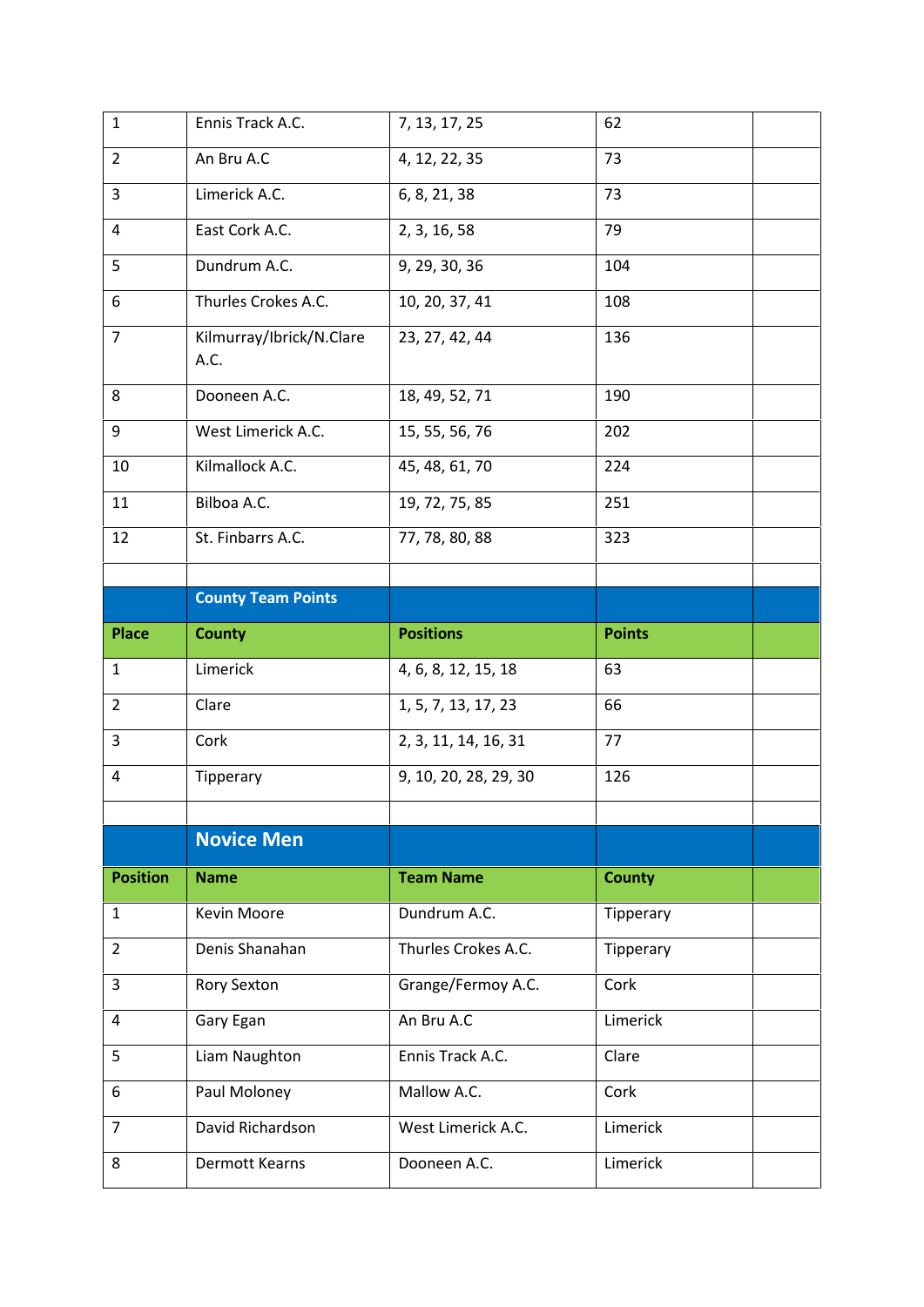| | | | | |
|---|---|---|---|---|
| 1 | Ennis Track A.C. | 7, 13, 17, 25 | 62 | |
| 2 | An Bru A.C | 4, 12, 22, 35 | 73 | |
| 3 | Limerick A.C. | 6, 8, 21, 38 | 73 | |
| 4 | East Cork A.C. | 2, 3, 16, 58 | 79 | |
| 5 | Dundrum A.C. | 9, 29, 30, 36 | 104 | |
| 6 | Thurles Crokes A.C. | 10, 20, 37, 41 | 108 | |
| 7 | Kilmurray/Ibrick/N.Clare A.C. | 23, 27, 42, 44 | 136 | |
| 8 | Dooneen A.C. | 18, 49, 52, 71 | 190 | |
| 9 | West Limerick A.C. | 15, 55, 56, 76 | 202 | |
| 10 | Kilmallock A.C. | 45, 48, 61, 70 | 224 | |
| 11 | Bilboa A.C. | 19, 72, 75, 85 | 251 | |
| 12 | St. Finbarrs A.C. | 77, 78, 80, 88 | 323 | |

**County Team Points**

| Place | County | Positions | Points | |
|---|---|---|---|---|
| 1 | Limerick | 4, 6, 8, 12, 15, 18 | 63 | |
| 2 | Clare | 1, 5, 7, 13, 17, 23 | 66 | |
| 3 | Cork | 2, 3, 11, 14, 16, 31 | 77 | |
| 4 | Tipperary | 9, 10, 20, 28, 29, 30 | 126 | |

## Novice Men

| Position | Name | Team Name | County | |
|---|---|---|---|---|
| 1 | Kevin Moore | Dundrum A.C. | Tipperary | |
| 2 | Denis Shanahan | Thurles Crokes A.C. | Tipperary | |
| 3 | Rory Sexton | Grange/Fermoy A.C. | Cork | |
| 4 | Gary Egan | An Bru A.C | Limerick | |
| 5 | Liam Naughton | Ennis Track A.C. | Clare | |
| 6 | Paul Moloney | Mallow A.C. | Cork | |
| 7 | David Richardson | West Limerick A.C. | Limerick | |
| 8 | Dermott Kearns | Dooneen A.C. | Limerick | |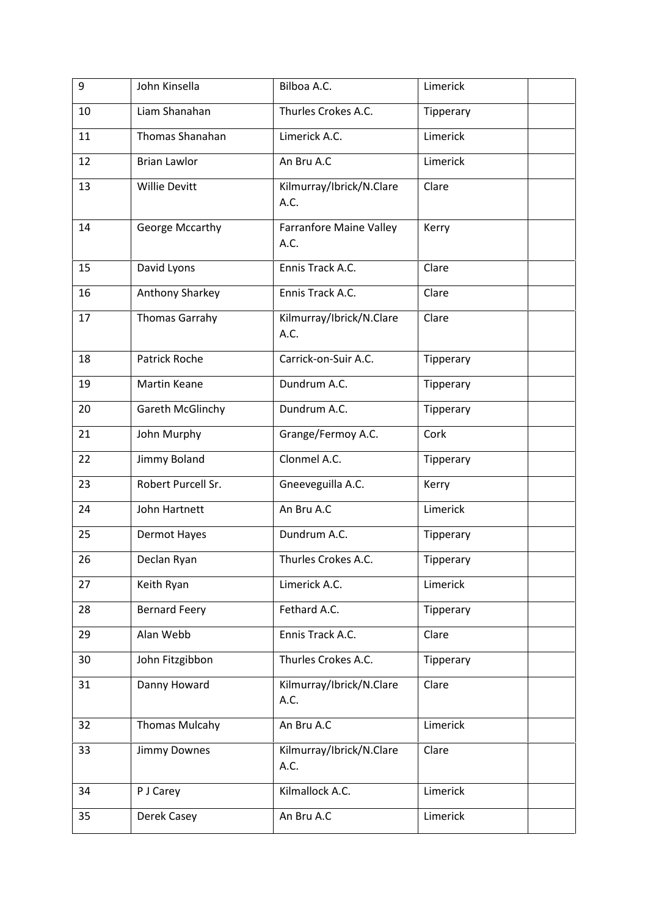| | | | | |
|---|---|---|---|---|
| 9 | John Kinsella | Bilboa A.C. | Limerick | |
| 10 | Liam Shanahan | Thurles Crokes A.C. | Tipperary | |
| 11 | Thomas Shanahan | Limerick A.C. | Limerick | |
| 12 | Brian Lawlor | An Bru A.C | Limerick | |
| 13 | Willie Devitt | Kilmurray/Ibrick/N.Clare A.C. | Clare | |
| 14 | George Mccarthy | Farranfore Maine Valley A.C. | Kerry | |
| 15 | David Lyons | Ennis Track A.C. | Clare | |
| 16 | Anthony Sharkey | Ennis Track A.C. | Clare | |
| 17 | Thomas Garrahy | Kilmurray/Ibrick/N.Clare A.C. | Clare | |
| 18 | Patrick Roche | Carrick-on-Suir A.C. | Tipperary | |
| 19 | Martin Keane | Dundrum A.C. | Tipperary | |
| 20 | Gareth McGlinchy | Dundrum A.C. | Tipperary | |
| 21 | John Murphy | Grange/Fermoy A.C. | Cork | |
| 22 | Jimmy Boland | Clonmel A.C. | Tipperary | |
| 23 | Robert Purcell Sr. | Gneeveguilla A.C. | Kerry | |
| 24 | John Hartnett | An Bru A.C | Limerick | |
| 25 | Dermot Hayes | Dundrum A.C. | Tipperary | |
| 26 | Declan Ryan | Thurles Crokes A.C. | Tipperary | |
| 27 | Keith Ryan | Limerick A.C. | Limerick | |
| 28 | Bernard Feery | Fethard A.C. | Tipperary | |
| 29 | Alan Webb | Ennis Track A.C. | Clare | |
| 30 | John Fitzgibbon | Thurles Crokes A.C. | Tipperary | |
| 31 | Danny Howard | Kilmurray/Ibrick/N.Clare A.C. | Clare | |
| 32 | Thomas Mulcahy | An Bru A.C | Limerick | |
| 33 | Jimmy Downes | Kilmurray/Ibrick/N.Clare A.C. | Clare | |
| 34 | P J Carey | Kilmallock A.C. | Limerick | |
| 35 | Derek Casey | An Bru A.C | Limerick | |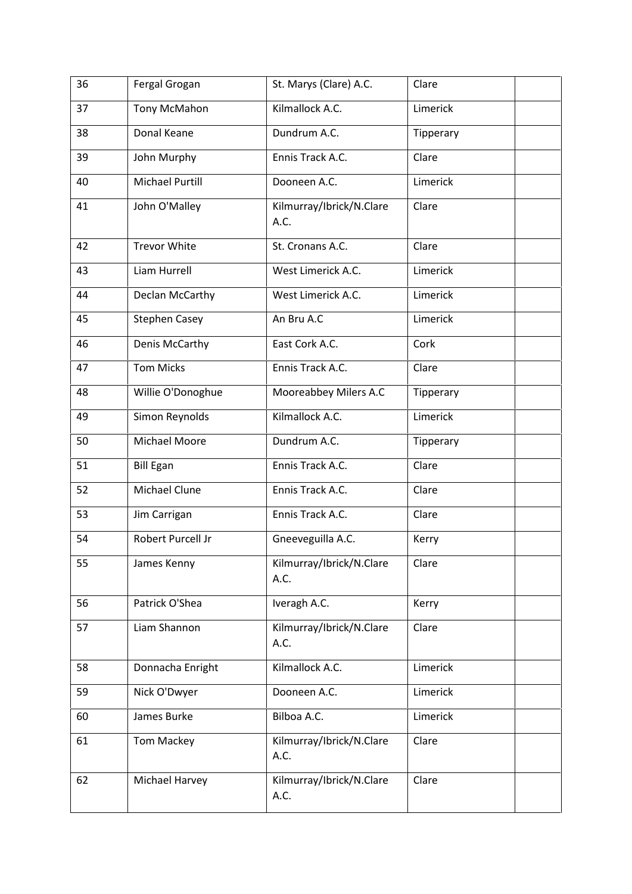| | | | | |
|---|---|---|---|---|
| 36 | Fergal Grogan | St. Marys (Clare) A.C. | Clare | |
| 37 | Tony McMahon | Kilmallock A.C. | Limerick | |
| 38 | Donal Keane | Dundrum A.C. | Tipperary | |
| 39 | John Murphy | Ennis Track A.C. | Clare | |
| 40 | Michael Purtill | Dooneen A.C. | Limerick | |
| 41 | John O'Malley | Kilmurray/Ibrick/N.Clare A.C. | Clare | |
| 42 | Trevor White | St. Cronans A.C. | Clare | |
| 43 | Liam Hurrell | West Limerick A.C. | Limerick | |
| 44 | Declan McCarthy | West Limerick A.C. | Limerick | |
| 45 | Stephen Casey | An Bru A.C | Limerick | |
| 46 | Denis McCarthy | East Cork A.C. | Cork | |
| 47 | Tom Micks | Ennis Track A.C. | Clare | |
| 48 | Willie O'Donoghue | Mooreabbey Milers A.C | Tipperary | |
| 49 | Simon Reynolds | Kilmallock A.C. | Limerick | |
| 50 | Michael Moore | Dundrum A.C. | Tipperary | |
| 51 | Bill Egan | Ennis Track A.C. | Clare | |
| 52 | Michael Clune | Ennis Track A.C. | Clare | |
| 53 | Jim Carrigan | Ennis Track A.C. | Clare | |
| 54 | Robert Purcell Jr | Gneeveguilla A.C. | Kerry | |
| 55 | James Kenny | Kilmurray/Ibrick/N.Clare A.C. | Clare | |
| 56 | Patrick O'Shea | Iveragh A.C. | Kerry | |
| 57 | Liam Shannon | Kilmurray/Ibrick/N.Clare A.C. | Clare | |
| 58 | Donnacha Enright | Kilmallock A.C. | Limerick | |
| 59 | Nick O'Dwyer | Dooneen A.C. | Limerick | |
| 60 | James Burke | Bilboa A.C. | Limerick | |
| 61 | Tom Mackey | Kilmurray/Ibrick/N.Clare A.C. | Clare | |
| 62 | Michael Harvey | Kilmurray/Ibrick/N.Clare A.C. | Clare | |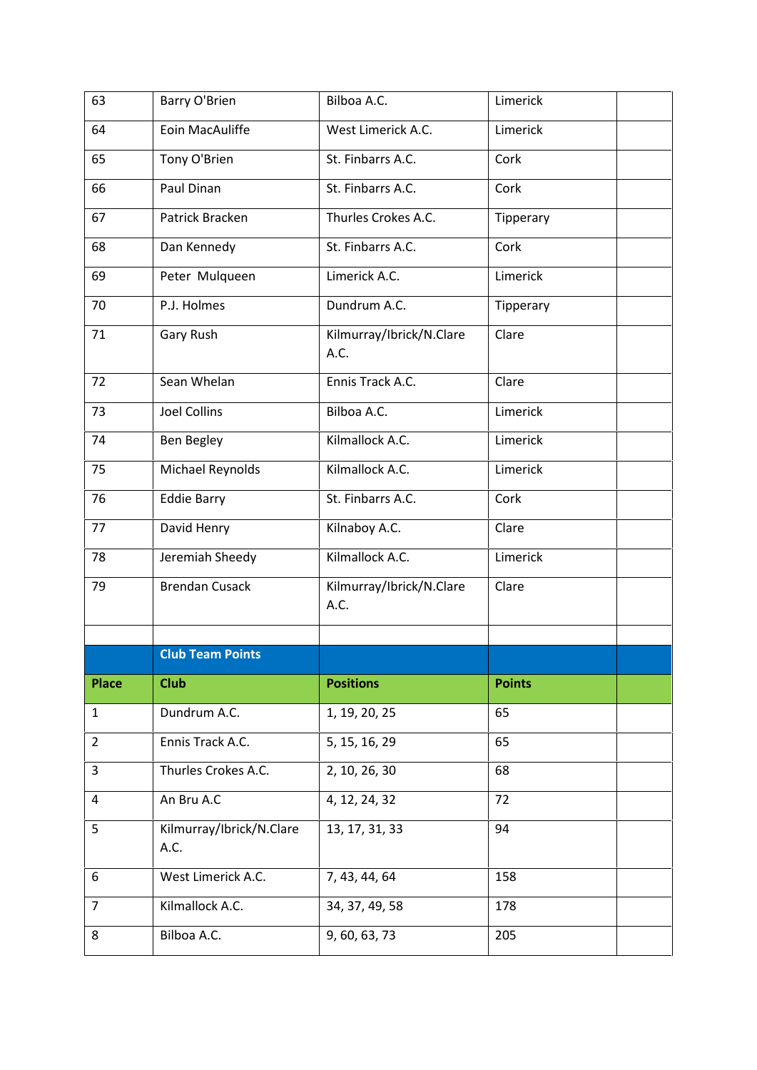| | | | | |
|---|---|---|---|---|
| 63 | Barry O'Brien | Bilboa A.C. | Limerick | |
| 64 | Eoin MacAuliffe | West Limerick A.C. | Limerick | |
| 65 | Tony O'Brien | St. Finbarrs A.C. | Cork | |
| 66 | Paul Dinan | St. Finbarrs A.C. | Cork | |
| 67 | Patrick Bracken | Thurles Crokes A.C. | Tipperary | |
| 68 | Dan Kennedy | St. Finbarrs A.C. | Cork | |
| 69 | Peter Mulqueen | Limerick A.C. | Limerick | |
| 70 | P.J. Holmes | Dundrum A.C. | Tipperary | |
| 71 | Gary Rush | Kilmurray/Ibrick/N.Clare A.C. | Clare | |
| 72 | Sean Whelan | Ennis Track A.C. | Clare | |
| 73 | Joel Collins | Bilboa A.C. | Limerick | |
| 74 | Ben Begley | Kilmallock A.C. | Limerick | |
| 75 | Michael Reynolds | Kilmallock A.C. | Limerick | |
| 76 | Eddie Barry | St. Finbarrs A.C. | Cork | |
| 77 | David Henry | Kilnaboy A.C. | Clare | |
| 78 | Jeremiah Sheedy | Kilmallock A.C. | Limerick | |
| 79 | Brendan Cusack | Kilmurray/Ibrick/N.Clare A.C. | Clare | |
| | | | | |
| | **Club Team Points** | | | |
| **Place** | **Club** | **Positions** | **Points** | |
| 1 | Dundrum A.C. | 1, 19, 20, 25 | 65 | |
| 2 | Ennis Track A.C. | 5, 15, 16, 29 | 65 | |
| 3 | Thurles Crokes A.C. | 2, 10, 26, 30 | 68 | |
| 4 | An Bru A.C | 4, 12, 24, 32 | 72 | |
| 5 | Kilmurray/Ibrick/N.Clare A.C. | 13, 17, 31, 33 | 94 | |
| 6 | West Limerick A.C. | 7, 43, 44, 64 | 158 | |
| 7 | Kilmallock A.C. | 34, 37, 49, 58 | 178 | |
| 8 | Bilboa A.C. | 9, 60, 63, 73 | 205 | |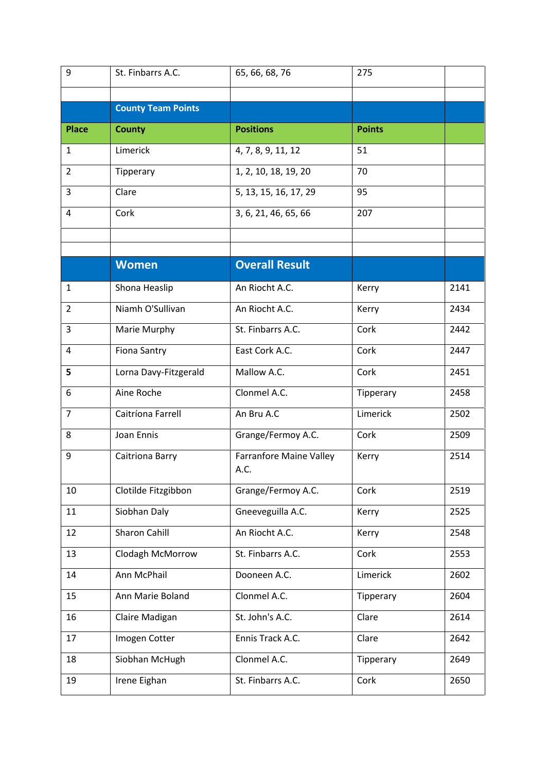| 9 | St. Finbarrs A.C. | 65, 66, 68, 76 | 275 | |
|---|---|---|---|---|
| | | | | |
| | **County Team Points** | | | |
| **Place** | **County** | **Positions** | **Points** | |
| 1 | Limerick | 4, 7, 8, 9, 11, 12 | 51 | |
| 2 | Tipperary | 1, 2, 10, 18, 19, 20 | 70 | |
| 3 | Clare | 5, 13, 15, 16, 17, 29 | 95 | |
| 4 | Cork | 3, 6, 21, 46, 65, 66 | 207 | |
| | | | | |
| | | | | |
| | **Women** | **Overall Result** | | |
| 1 | Shona Heaslip | An Riocht A.C. | Kerry | 2141 |
| 2 | Niamh O'Sullivan | An Riocht A.C. | Kerry | 2434 |
| 3 | Marie Murphy | St. Finbarrs A.C. | Cork | 2442 |
| 4 | Fiona Santry | East Cork A.C. | Cork | 2447 |
| **5** | Lorna Davy-Fitzgerald | Mallow A.C. | Cork | 2451 |
| 6 | Aine Roche | Clonmel A.C. | Tipperary | 2458 |
| 7 | Caitríona Farrell | An Bru A.C | Limerick | 2502 |
| 8 | Joan Ennis | Grange/Fermoy A.C. | Cork | 2509 |
| 9 | Caitriona Barry | Farranfore Maine Valley A.C. | Kerry | 2514 |
| 10 | Clotilde Fitzgibbon | Grange/Fermoy A.C. | Cork | 2519 |
| 11 | Siobhan Daly | Gneeveguilla A.C. | Kerry | 2525 |
| 12 | Sharon Cahill | An Riocht A.C. | Kerry | 2548 |
| 13 | Clodagh McMorrow | St. Finbarrs A.C. | Cork | 2553 |
| 14 | Ann McPhail | Dooneen A.C. | Limerick | 2602 |
| 15 | Ann Marie Boland | Clonmel A.C. | Tipperary | 2604 |
| 16 | Claire Madigan | St. John's A.C. | Clare | 2614 |
| 17 | Imogen Cotter | Ennis Track A.C. | Clare | 2642 |
| 18 | Siobhan McHugh | Clonmel A.C. | Tipperary | 2649 |
| 19 | Irene Eighan | St. Finbarrs A.C. | Cork | 2650 |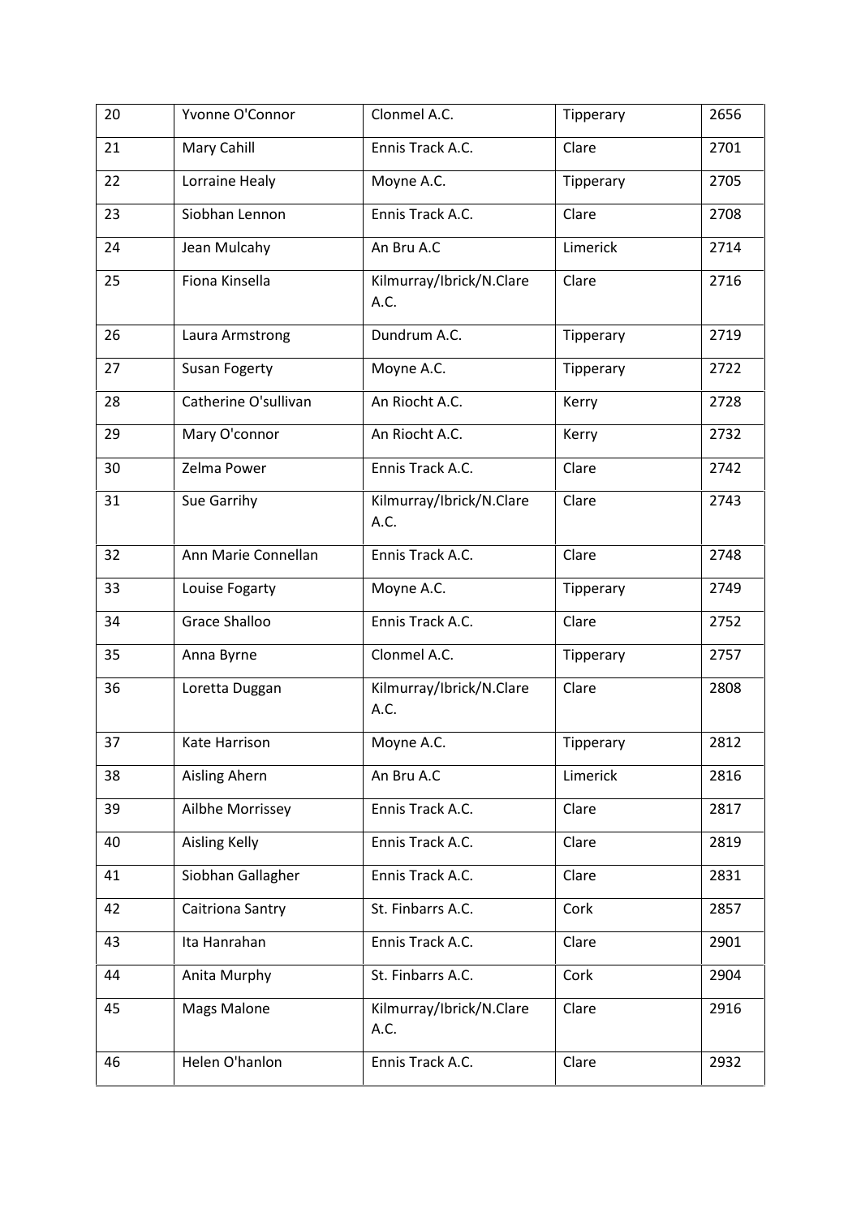| 20 | Yvonne O'Connor | Clonmel A.C. | Tipperary | 2656 |
|---|---|---|---|---|
| 21 | Mary Cahill | Ennis Track A.C. | Clare | 2701 |
| 22 | Lorraine Healy | Moyne A.C. | Tipperary | 2705 |
| 23 | Siobhan Lennon | Ennis Track A.C. | Clare | 2708 |
| 24 | Jean Mulcahy | An Bru A.C | Limerick | 2714 |
| 25 | Fiona Kinsella | Kilmurray/Ibrick/N.Clare A.C. | Clare | 2716 |
| 26 | Laura Armstrong | Dundrum A.C. | Tipperary | 2719 |
| 27 | Susan Fogerty | Moyne A.C. | Tipperary | 2722 |
| 28 | Catherine O'sullivan | An Riocht A.C. | Kerry | 2728 |
| 29 | Mary O'connor | An Riocht A.C. | Kerry | 2732 |
| 30 | Zelma Power | Ennis Track A.C. | Clare | 2742 |
| 31 | Sue Garrihy | Kilmurray/Ibrick/N.Clare A.C. | Clare | 2743 |
| 32 | Ann Marie Connellan | Ennis Track A.C. | Clare | 2748 |
| 33 | Louise Fogarty | Moyne A.C. | Tipperary | 2749 |
| 34 | Grace Shalloo | Ennis Track A.C. | Clare | 2752 |
| 35 | Anna Byrne | Clonmel A.C. | Tipperary | 2757 |
| 36 | Loretta Duggan | Kilmurray/Ibrick/N.Clare A.C. | Clare | 2808 |
| 37 | Kate Harrison | Moyne A.C. | Tipperary | 2812 |
| 38 | Aisling Ahern | An Bru A.C | Limerick | 2816 |
| 39 | Ailbhe Morrissey | Ennis Track A.C. | Clare | 2817 |
| 40 | Aisling Kelly | Ennis Track A.C. | Clare | 2819 |
| 41 | Siobhan Gallagher | Ennis Track A.C. | Clare | 2831 |
| 42 | Caitriona Santry | St. Finbarrs A.C. | Cork | 2857 |
| 43 | Ita Hanrahan | Ennis Track A.C. | Clare | 2901 |
| 44 | Anita Murphy | St. Finbarrs A.C. | Cork | 2904 |
| 45 | Mags Malone | Kilmurray/Ibrick/N.Clare A.C. | Clare | 2916 |
| 46 | Helen O'hanlon | Ennis Track A.C. | Clare | 2932 |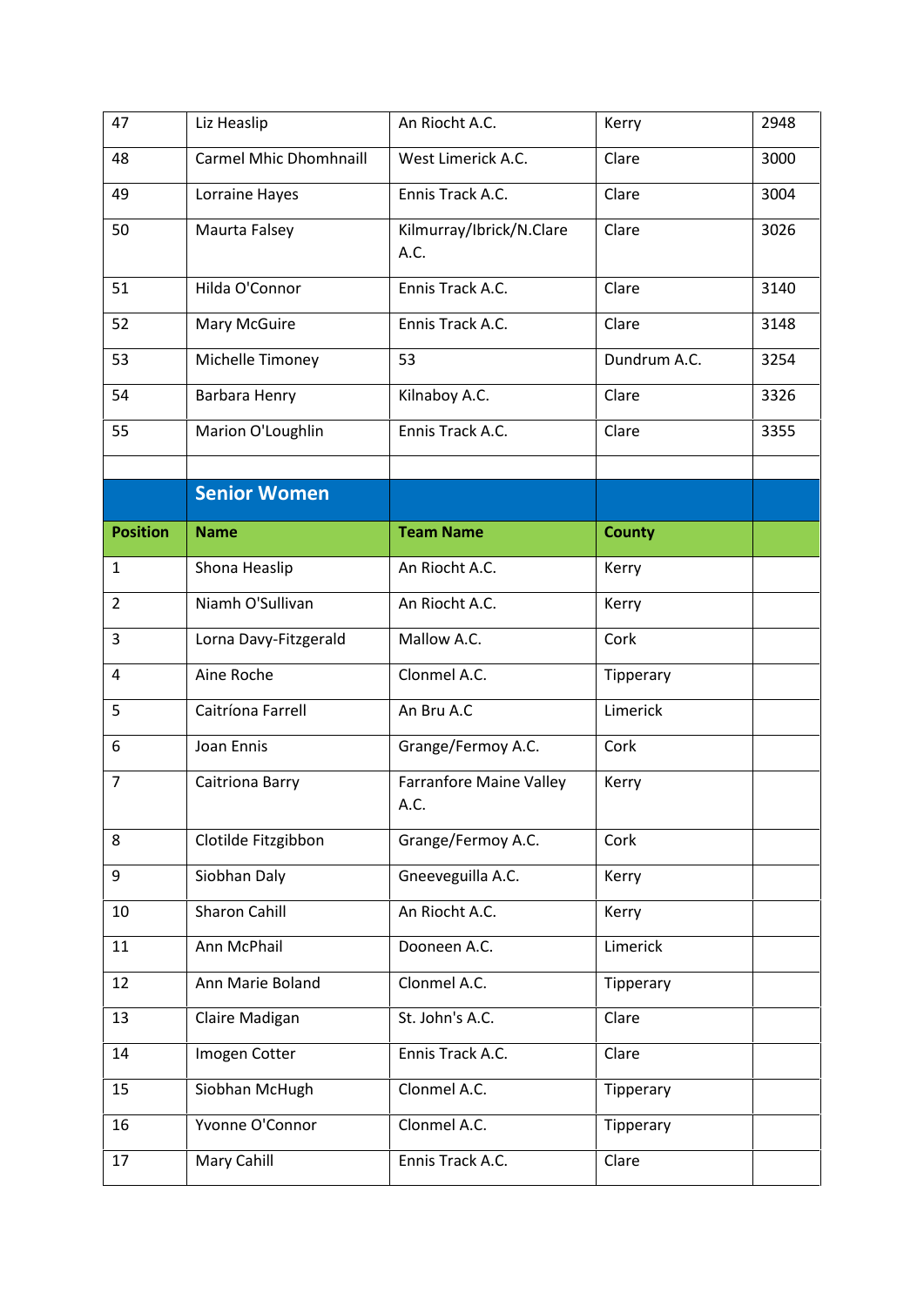| 47 | Liz Heaslip | An Riocht A.C. | Kerry | 2948 |
|---|---|---|---|---|
| 48 | Carmel Mhic Dhomhnaill | West Limerick A.C. | Clare | 3000 |
| 49 | Lorraine Hayes | Ennis Track A.C. | Clare | 3004 |
| 50 | Maurta Falsey | Kilmurray/Ibrick/N.Clare A.C. | Clare | 3026 |
| 51 | Hilda O'Connor | Ennis Track A.C. | Clare | 3140 |
| 52 | Mary McGuire | Ennis Track A.C. | Clare | 3148 |
| 53 | Michelle Timoney | 53 | Dundrum A.C. | 3254 |
| 54 | Barbara Henry | Kilnaboy A.C. | Clare | 3326 |
| 55 | Marion O'Loughlin | Ennis Track A.C. | Clare | 3355 |
| | | | | |
| | **Senior Women** | | | |
| **Position** | **Name** | **Team Name** | **County** | |
| 1 | Shona Heaslip | An Riocht A.C. | Kerry | |
| 2 | Niamh O'Sullivan | An Riocht A.C. | Kerry | |
| 3 | Lorna Davy-Fitzgerald | Mallow A.C. | Cork | |
| 4 | Aine Roche | Clonmel A.C. | Tipperary | |
| 5 | Caitríona Farrell | An Bru A.C | Limerick | |
| 6 | Joan Ennis | Grange/Fermoy A.C. | Cork | |
| 7 | Caitriona Barry | Farranfore Maine Valley A.C. | Kerry | |
| 8 | Clotilde Fitzgibbon | Grange/Fermoy A.C. | Cork | |
| 9 | Siobhan Daly | Gneeveguilla A.C. | Kerry | |
| 10 | Sharon Cahill | An Riocht A.C. | Kerry | |
| 11 | Ann McPhail | Dooneen A.C. | Limerick | |
| 12 | Ann Marie Boland | Clonmel A.C. | Tipperary | |
| 13 | Claire Madigan | St. John's A.C. | Clare | |
| 14 | Imogen Cotter | Ennis Track A.C. | Clare | |
| 15 | Siobhan McHugh | Clonmel A.C. | Tipperary | |
| 16 | Yvonne O'Connor | Clonmel A.C. | Tipperary | |
| 17 | Mary Cahill | Ennis Track A.C. | Clare | |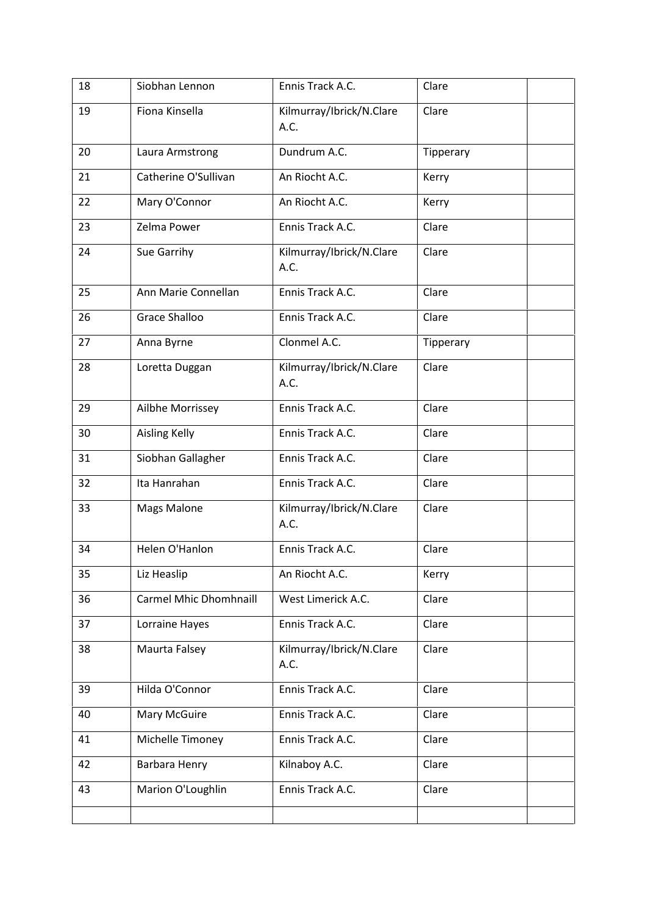| | | | | |
|---|---|---|---|---|
| 18 | Siobhan Lennon | Ennis Track A.C. | Clare | |
| 19 | Fiona Kinsella | Kilmurray/Ibrick/N.Clare A.C. | Clare | |
| 20 | Laura Armstrong | Dundrum A.C. | Tipperary | |
| 21 | Catherine O'Sullivan | An Riocht A.C. | Kerry | |
| 22 | Mary O'Connor | An Riocht A.C. | Kerry | |
| 23 | Zelma Power | Ennis Track A.C. | Clare | |
| 24 | Sue Garrihy | Kilmurray/Ibrick/N.Clare A.C. | Clare | |
| 25 | Ann Marie Connellan | Ennis Track A.C. | Clare | |
| 26 | Grace Shalloo | Ennis Track A.C. | Clare | |
| 27 | Anna Byrne | Clonmel A.C. | Tipperary | |
| 28 | Loretta Duggan | Kilmurray/Ibrick/N.Clare A.C. | Clare | |
| 29 | Ailbhe Morrissey | Ennis Track A.C. | Clare | |
| 30 | Aisling Kelly | Ennis Track A.C. | Clare | |
| 31 | Siobhan Gallagher | Ennis Track A.C. | Clare | |
| 32 | Ita Hanrahan | Ennis Track A.C. | Clare | |
| 33 | Mags Malone | Kilmurray/Ibrick/N.Clare A.C. | Clare | |
| 34 | Helen O'Hanlon | Ennis Track A.C. | Clare | |
| 35 | Liz Heaslip | An Riocht A.C. | Kerry | |
| 36 | Carmel Mhic Dhomhnaill | West Limerick A.C. | Clare | |
| 37 | Lorraine Hayes | Ennis Track A.C. | Clare | |
| 38 | Maurta Falsey | Kilmurray/Ibrick/N.Clare A.C. | Clare | |
| 39 | Hilda O'Connor | Ennis Track A.C. | Clare | |
| 40 | Mary McGuire | Ennis Track A.C. | Clare | |
| 41 | Michelle Timoney | Ennis Track A.C. | Clare | |
| 42 | Barbara Henry | Kilnaboy A.C. | Clare | |
| 43 | Marion O'Loughlin | Ennis Track A.C. | Clare | |
| | | | | |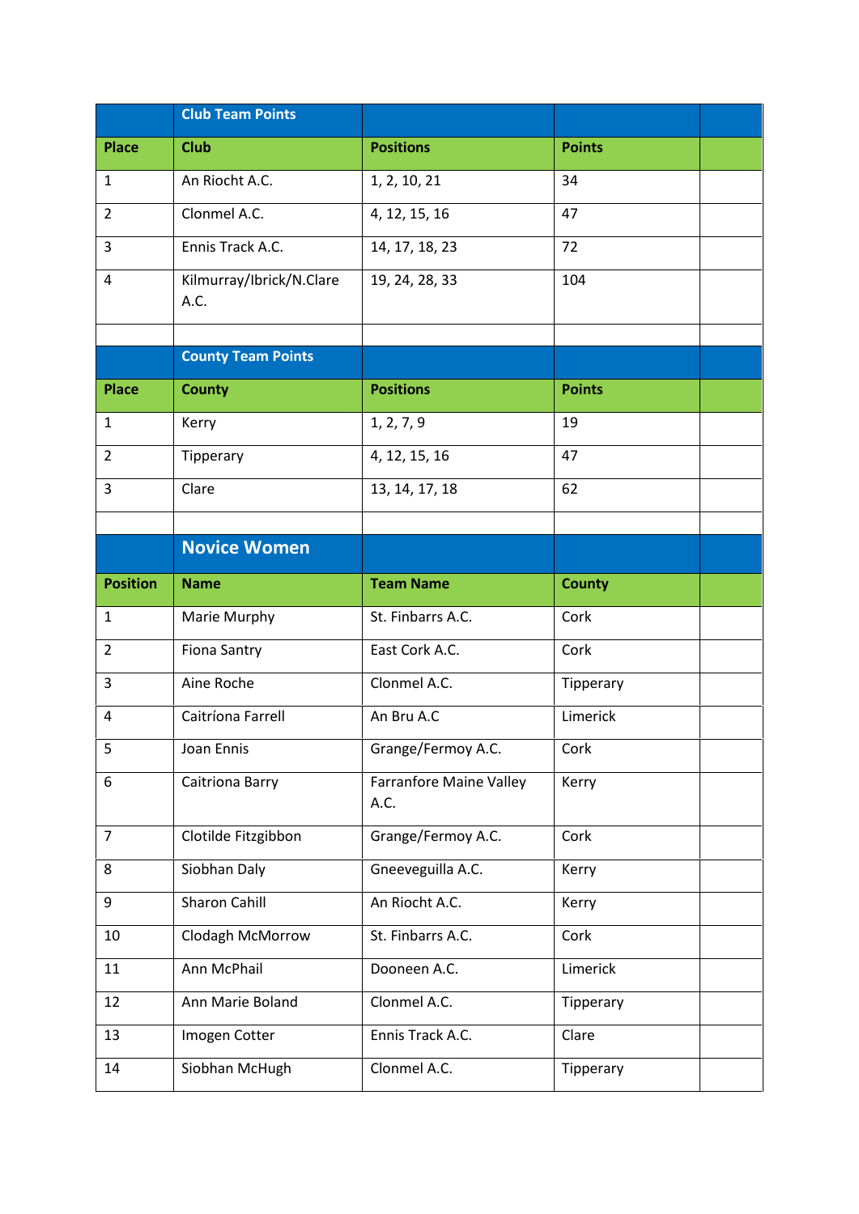| | Club Team Points | | | |
|---|---|---|---|---|
| **Place** | **Club** | **Positions** | **Points** | |
| 1 | An Riocht A.C. | 1, 2, 10, 21 | 34 | |
| 2 | Clonmel A.C. | 4, 12, 15, 16 | 47 | |
| 3 | Ennis Track A.C. | 14, 17, 18, 23 | 72 | |
| 4 | Kilmurray/Ibrick/N.Clare A.C. | 19, 24, 28, 33 | 104 | |

| | County Team Points | | | |
|---|---|---|---|---|
| **Place** | **County** | **Positions** | **Points** | |
| 1 | Kerry | 1, 2, 7, 9 | 19 | |
| 2 | Tipperary | 4, 12, 15, 16 | 47 | |
| 3 | Clare | 13, 14, 17, 18 | 62 | |

## Novice Women

| **Position** | **Name** | **Team Name** | **County** | |
|---|---|---|---|---|
| 1 | Marie Murphy | St. Finbarrs A.C. | Cork | |
| 2 | Fiona Santry | East Cork A.C. | Cork | |
| 3 | Aine Roche | Clonmel A.C. | Tipperary | |
| 4 | Caitríona Farrell | An Bru A.C | Limerick | |
| 5 | Joan Ennis | Grange/Fermoy A.C. | Cork | |
| 6 | Caitriona Barry | Farranfore Maine Valley A.C. | Kerry | |
| 7 | Clotilde Fitzgibbon | Grange/Fermoy A.C. | Cork | |
| 8 | Siobhan Daly | Gneeveguilla A.C. | Kerry | |
| 9 | Sharon Cahill | An Riocht A.C. | Kerry | |
| 10 | Clodagh McMorrow | St. Finbarrs A.C. | Cork | |
| 11 | Ann McPhail | Dooneen A.C. | Limerick | |
| 12 | Ann Marie Boland | Clonmel A.C. | Tipperary | |
| 13 | Imogen Cotter | Ennis Track A.C. | Clare | |
| 14 | Siobhan McHugh | Clonmel A.C. | Tipperary | |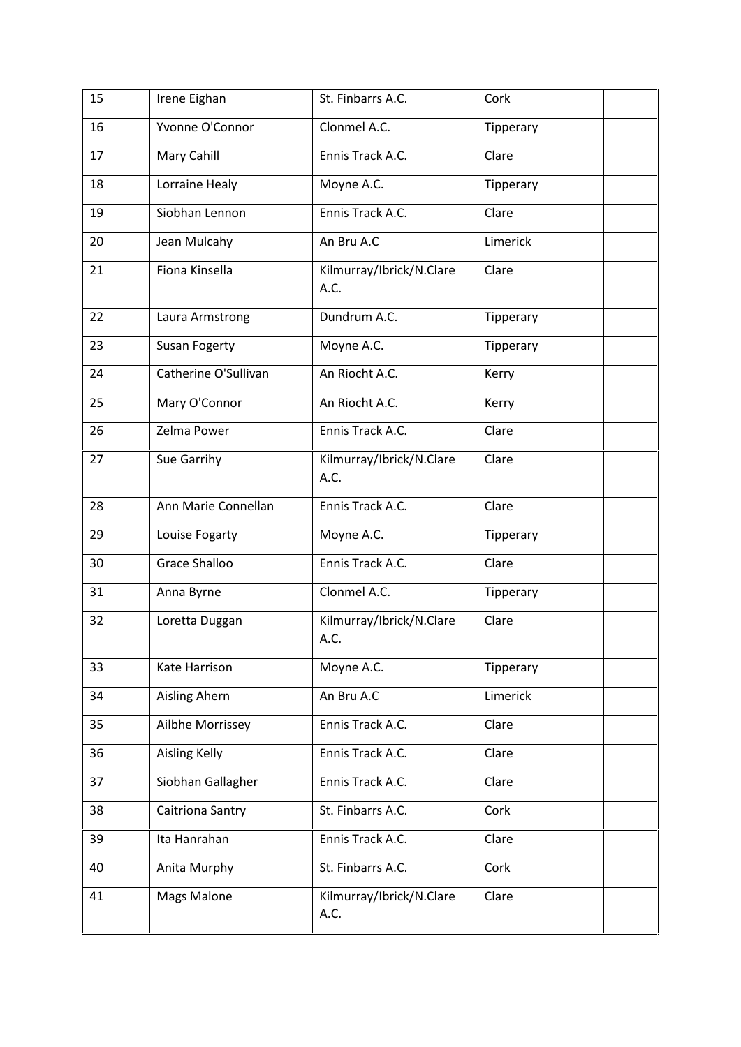| | | | | |
|---|---|---|---|---|
| 15 | Irene Eighan | St. Finbarrs A.C. | Cork | |
| 16 | Yvonne O'Connor | Clonmel A.C. | Tipperary | |
| 17 | Mary Cahill | Ennis Track A.C. | Clare | |
| 18 | Lorraine Healy | Moyne A.C. | Tipperary | |
| 19 | Siobhan Lennon | Ennis Track A.C. | Clare | |
| 20 | Jean Mulcahy | An Bru A.C | Limerick | |
| 21 | Fiona Kinsella | Kilmurray/Ibrick/N.Clare A.C. | Clare | |
| 22 | Laura Armstrong | Dundrum A.C. | Tipperary | |
| 23 | Susan Fogerty | Moyne A.C. | Tipperary | |
| 24 | Catherine O'Sullivan | An Riocht A.C. | Kerry | |
| 25 | Mary O'Connor | An Riocht A.C. | Kerry | |
| 26 | Zelma Power | Ennis Track A.C. | Clare | |
| 27 | Sue Garrihy | Kilmurray/Ibrick/N.Clare A.C. | Clare | |
| 28 | Ann Marie Connellan | Ennis Track A.C. | Clare | |
| 29 | Louise Fogarty | Moyne A.C. | Tipperary | |
| 30 | Grace Shalloo | Ennis Track A.C. | Clare | |
| 31 | Anna Byrne | Clonmel A.C. | Tipperary | |
| 32 | Loretta Duggan | Kilmurray/Ibrick/N.Clare A.C. | Clare | |
| 33 | Kate Harrison | Moyne A.C. | Tipperary | |
| 34 | Aisling Ahern | An Bru A.C | Limerick | |
| 35 | Ailbhe Morrissey | Ennis Track A.C. | Clare | |
| 36 | Aisling Kelly | Ennis Track A.C. | Clare | |
| 37 | Siobhan Gallagher | Ennis Track A.C. | Clare | |
| 38 | Caitriona Santry | St. Finbarrs A.C. | Cork | |
| 39 | Ita Hanrahan | Ennis Track A.C. | Clare | |
| 40 | Anita Murphy | St. Finbarrs A.C. | Cork | |
| 41 | Mags Malone | Kilmurray/Ibrick/N.Clare A.C. | Clare | |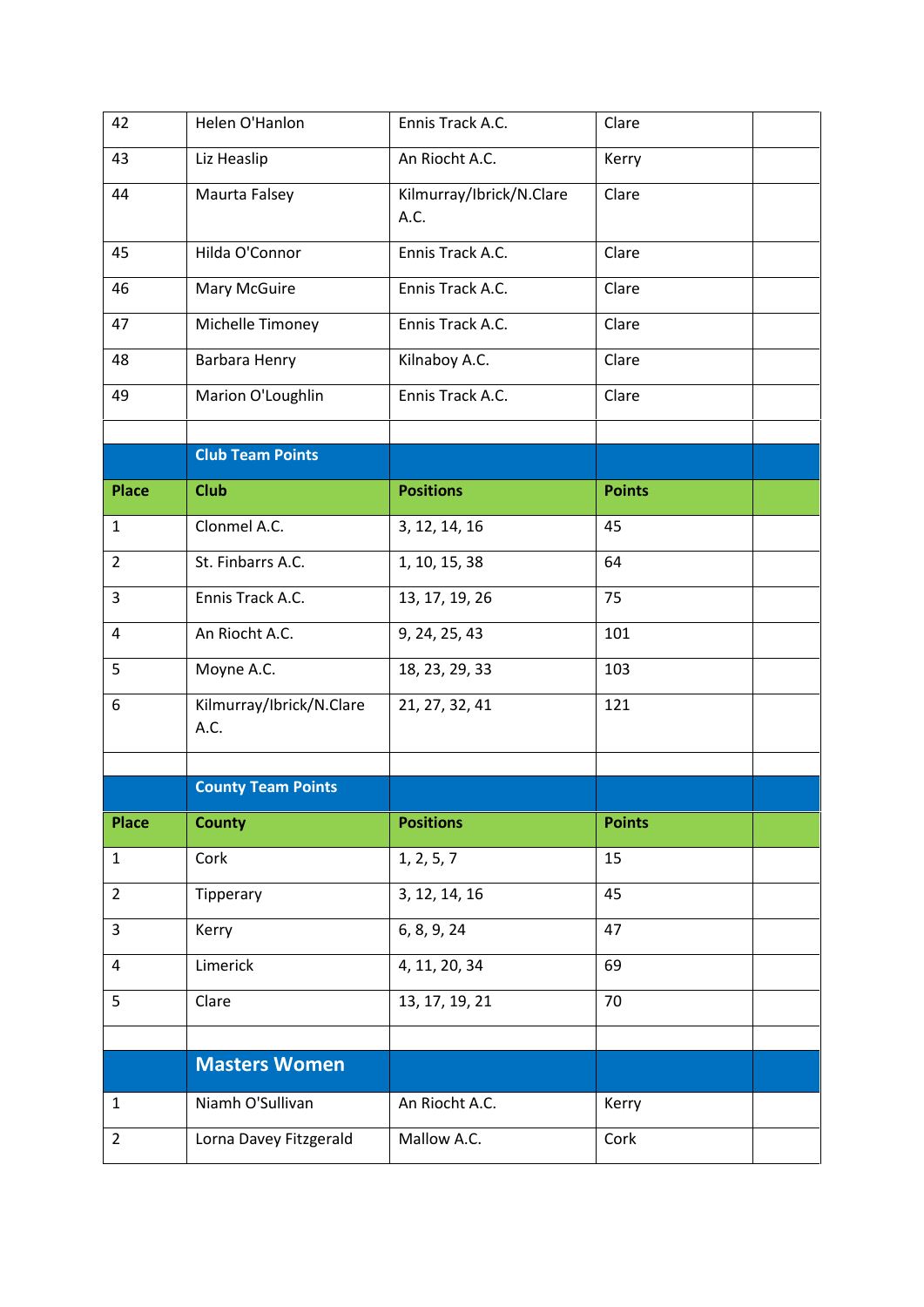| | | | | |
|---|---|---|---|---|
| 42 | Helen O'Hanlon | Ennis Track A.C. | Clare | |
| 43 | Liz Heaslip | An Riocht A.C. | Kerry | |
| 44 | Maurta Falsey | Kilmurray/Ibrick/N.Clare A.C. | Clare | |
| 45 | Hilda O'Connor | Ennis Track A.C. | Clare | |
| 46 | Mary McGuire | Ennis Track A.C. | Clare | |
| 47 | Michelle Timoney | Ennis Track A.C. | Clare | |
| 48 | Barbara Henry | Kilnaboy A.C. | Clare | |
| 49 | Marion O'Loughlin | Ennis Track A.C. | Clare | |

## Club Team Points

| Place | Club | Positions | Points | |
|---|---|---|---|---|
| 1 | Clonmel A.C. | 3, 12, 14, 16 | 45 | |
| 2 | St. Finbarrs A.C. | 1, 10, 15, 38 | 64 | |
| 3 | Ennis Track A.C. | 13, 17, 19, 26 | 75 | |
| 4 | An Riocht A.C. | 9, 24, 25, 43 | 101 | |
| 5 | Moyne A.C. | 18, 23, 29, 33 | 103 | |
| 6 | Kilmurray/Ibrick/N.Clare A.C. | 21, 27, 32, 41 | 121 | |

## County Team Points

| Place | County | Positions | Points | |
|---|---|---|---|---|
| 1 | Cork | 1, 2, 5, 7 | 15 | |
| 2 | Tipperary | 3, 12, 14, 16 | 45 | |
| 3 | Kerry | 6, 8, 9, 24 | 47 | |
| 4 | Limerick | 4, 11, 20, 34 | 69 | |
| 5 | Clare | 13, 17, 19, 21 | 70 | |

## Masters Women

| | | | | |
|---|---|---|---|---|
| 1 | Niamh O'Sullivan | An Riocht A.C. | Kerry | |
| 2 | Lorna Davey Fitzgerald | Mallow A.C. | Cork | |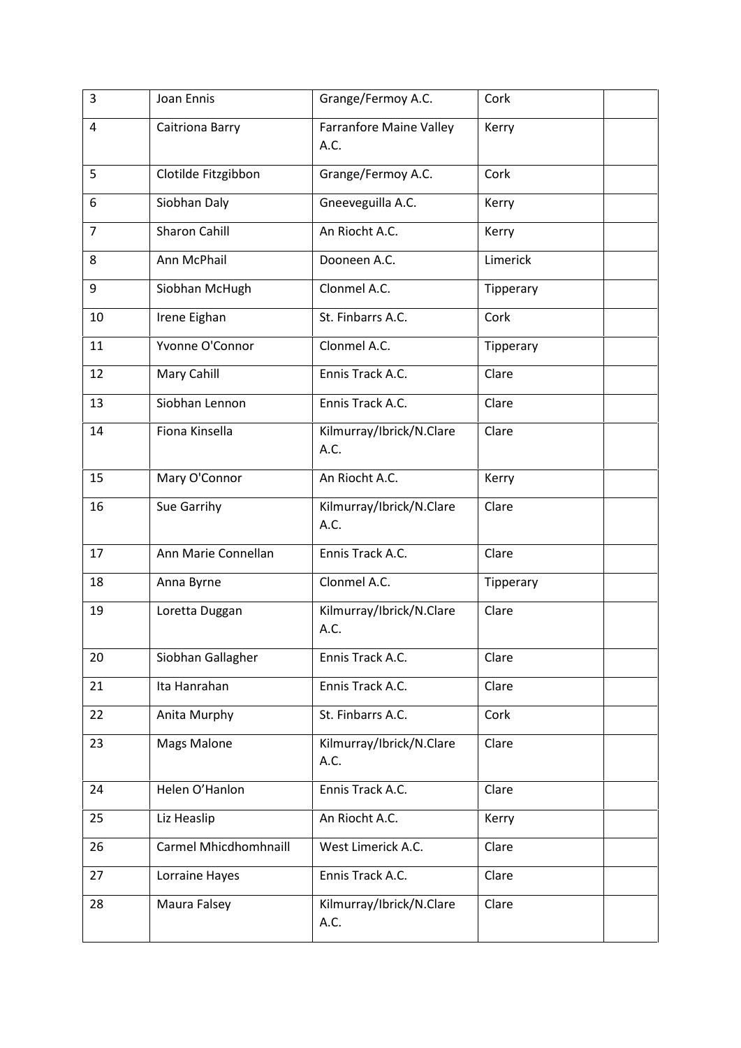| 3 | Joan Ennis | Grange/Fermoy A.C. | Cork | |
|---|---|---|---|---|
| 4 | Caitriona Barry | Farranfore Maine Valley A.C. | Kerry | |
| 5 | Clotilde Fitzgibbon | Grange/Fermoy A.C. | Cork | |
| 6 | Siobhan Daly | Gneeveguilla A.C. | Kerry | |
| 7 | Sharon Cahill | An Riocht A.C. | Kerry | |
| 8 | Ann McPhail | Dooneen A.C. | Limerick | |
| 9 | Siobhan McHugh | Clonmel A.C. | Tipperary | |
| 10 | Irene Eighan | St. Finbarrs A.C. | Cork | |
| 11 | Yvonne O'Connor | Clonmel A.C. | Tipperary | |
| 12 | Mary Cahill | Ennis Track A.C. | Clare | |
| 13 | Siobhan Lennon | Ennis Track A.C. | Clare | |
| 14 | Fiona Kinsella | Kilmurray/Ibrick/N.Clare A.C. | Clare | |
| 15 | Mary O'Connor | An Riocht A.C. | Kerry | |
| 16 | Sue Garrihy | Kilmurray/Ibrick/N.Clare A.C. | Clare | |
| 17 | Ann Marie Connellan | Ennis Track A.C. | Clare | |
| 18 | Anna Byrne | Clonmel A.C. | Tipperary | |
| 19 | Loretta Duggan | Kilmurray/Ibrick/N.Clare A.C. | Clare | |
| 20 | Siobhan Gallagher | Ennis Track A.C. | Clare | |
| 21 | Ita Hanrahan | Ennis Track A.C. | Clare | |
| 22 | Anita Murphy | St. Finbarrs A.C. | Cork | |
| 23 | Mags Malone | Kilmurray/Ibrick/N.Clare A.C. | Clare | |
| 24 | Helen O'Hanlon | Ennis Track A.C. | Clare | |
| 25 | Liz Heaslip | An Riocht A.C. | Kerry | |
| 26 | Carmel Mhicdhomhnaill | West Limerick A.C. | Clare | |
| 27 | Lorraine Hayes | Ennis Track A.C. | Clare | |
| 28 | Maura Falsey | Kilmurray/Ibrick/N.Clare A.C. | Clare | |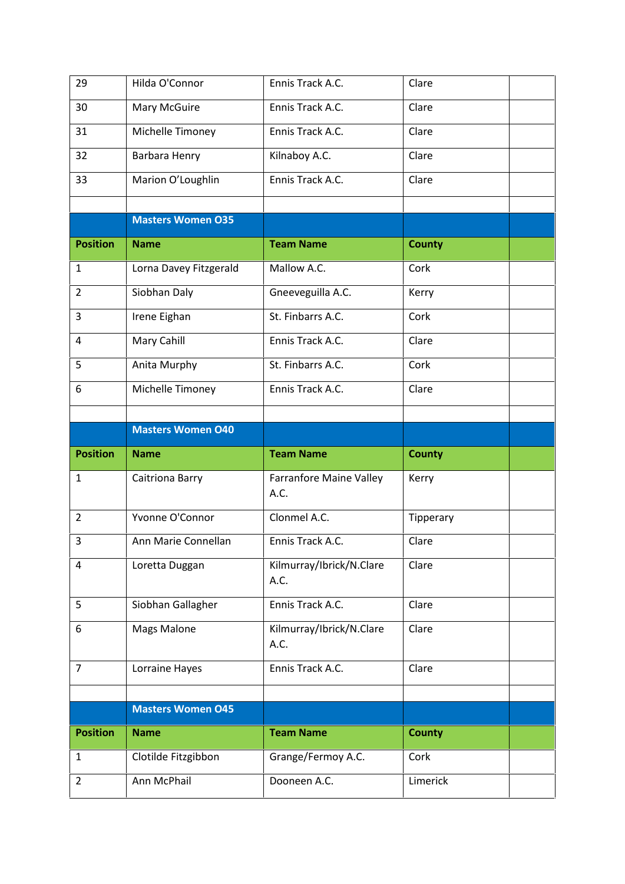| | | | | |
|---|---|---|---|---|
| 29 | Hilda O'Connor | Ennis Track A.C. | Clare | |
| 30 | Mary McGuire | Ennis Track A.C. | Clare | |
| 31 | Michelle Timoney | Ennis Track A.C. | Clare | |
| 32 | Barbara Henry | Kilnaboy A.C. | Clare | |
| 33 | Marion O'Loughlin | Ennis Track A.C. | Clare | |

| | **Masters Women O35** | | | |
|---|---|---|---|---|
| **Position** | **Name** | **Team Name** | **County** | |
| 1 | Lorna Davey Fitzgerald | Mallow A.C. | Cork | |
| 2 | Siobhan Daly | Gneeveguilla A.C. | Kerry | |
| 3 | Irene Eighan | St. Finbarrs A.C. | Cork | |
| 4 | Mary Cahill | Ennis Track A.C. | Clare | |
| 5 | Anita Murphy | St. Finbarrs A.C. | Cork | |
| 6 | Michelle Timoney | Ennis Track A.C. | Clare | |

| | **Masters Women O40** | | | |
|---|---|---|---|---|
| **Position** | **Name** | **Team Name** | **County** | |
| 1 | Caitriona Barry | Farranfore Maine Valley A.C. | Kerry | |
| 2 | Yvonne O'Connor | Clonmel A.C. | Tipperary | |
| 3 | Ann Marie Connellan | Ennis Track A.C. | Clare | |
| 4 | Loretta Duggan | Kilmurray/Ibrick/N.Clare A.C. | Clare | |
| 5 | Siobhan Gallagher | Ennis Track A.C. | Clare | |
| 6 | Mags Malone | Kilmurray/Ibrick/N.Clare A.C. | Clare | |
| 7 | Lorraine Hayes | Ennis Track A.C. | Clare | |

| | **Masters Women O45** | | | |
|---|---|---|---|---|
| **Position** | **Name** | **Team Name** | **County** | |
| 1 | Clotilde Fitzgibbon | Grange/Fermoy A.C. | Cork | |
| 2 | Ann McPhail | Dooneen A.C. | Limerick | |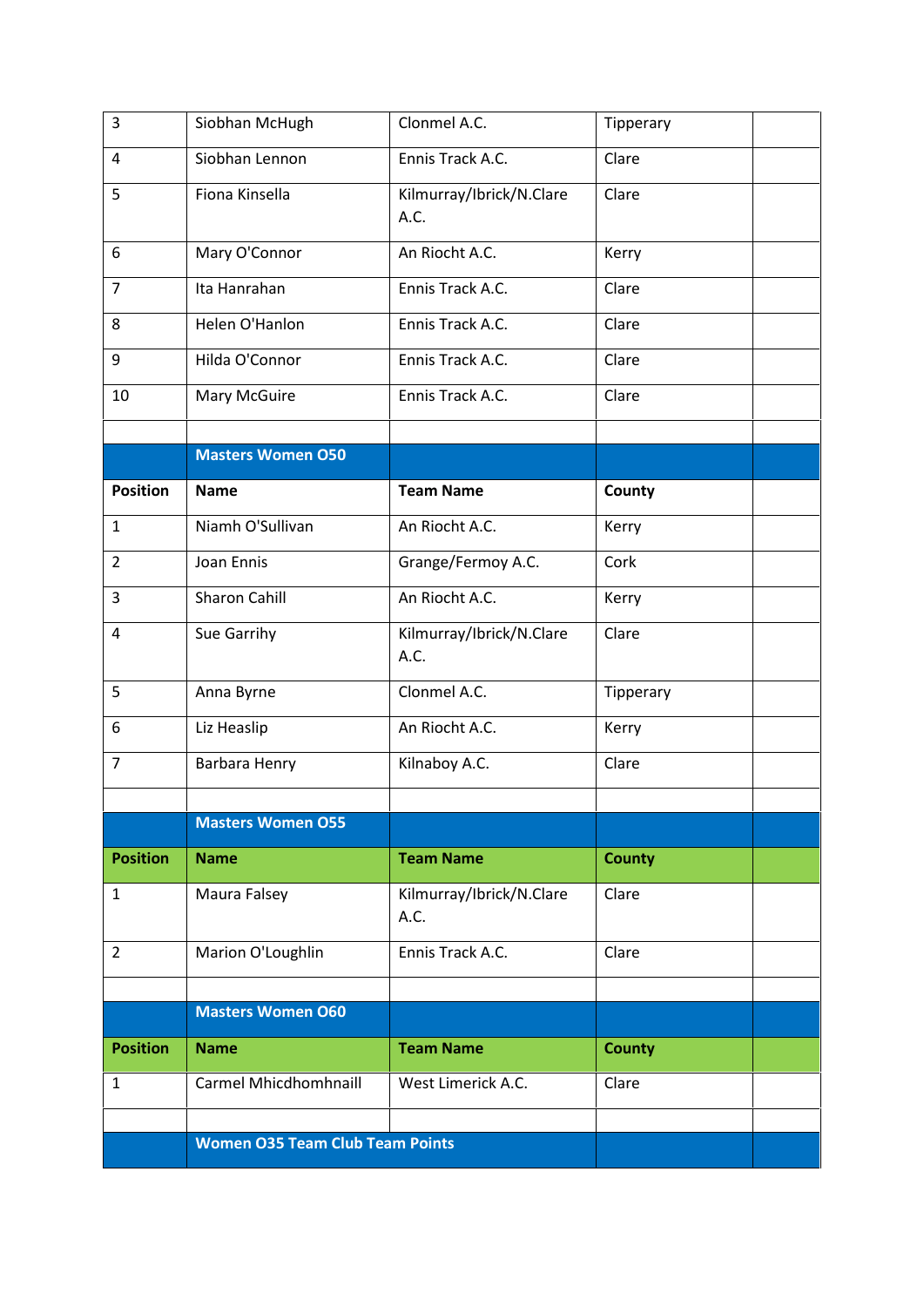| 3 | Siobhan McHugh | Clonmel A.C. | Tipperary | |
|---|---|---|---|---|
| 4 | Siobhan Lennon | Ennis Track A.C. | Clare | |
| 5 | Fiona Kinsella | Kilmurray/Ibrick/N.Clare A.C. | Clare | |
| 6 | Mary O'Connor | An Riocht A.C. | Kerry | |
| 7 | Ita Hanrahan | Ennis Track A.C. | Clare | |
| 8 | Helen O'Hanlon | Ennis Track A.C. | Clare | |
| 9 | Hilda O'Connor | Ennis Track A.C. | Clare | |
| 10 | Mary McGuire | Ennis Track A.C. | Clare | |
| | | | | |
| | **Masters Women O50** | | | |
| **Position** | **Name** | **Team Name** | **County** | |
| 1 | Niamh O'Sullivan | An Riocht A.C. | Kerry | |
| 2 | Joan Ennis | Grange/Fermoy A.C. | Cork | |
| 3 | Sharon Cahill | An Riocht A.C. | Kerry | |
| 4 | Sue Garrihy | Kilmurray/Ibrick/N.Clare A.C. | Clare | |
| 5 | Anna Byrne | Clonmel A.C. | Tipperary | |
| 6 | Liz Heaslip | An Riocht A.C. | Kerry | |
| 7 | Barbara Henry | Kilnaboy A.C. | Clare | |
| | | | | |
| | **Masters Women O55** | | | |
| **Position** | **Name** | **Team Name** | **County** | |
| 1 | Maura Falsey | Kilmurray/Ibrick/N.Clare A.C. | Clare | |
| 2 | Marion O'Loughlin | Ennis Track A.C. | Clare | |
| | | | | |
| | **Masters Women O60** | | | |
| **Position** | **Name** | **Team Name** | **County** | |
| 1 | Carmel Mhicdhomhnaill | West Limerick A.C. | Clare | |
| | | | | |
| | **Women O35 Team Club Team Points** | | | |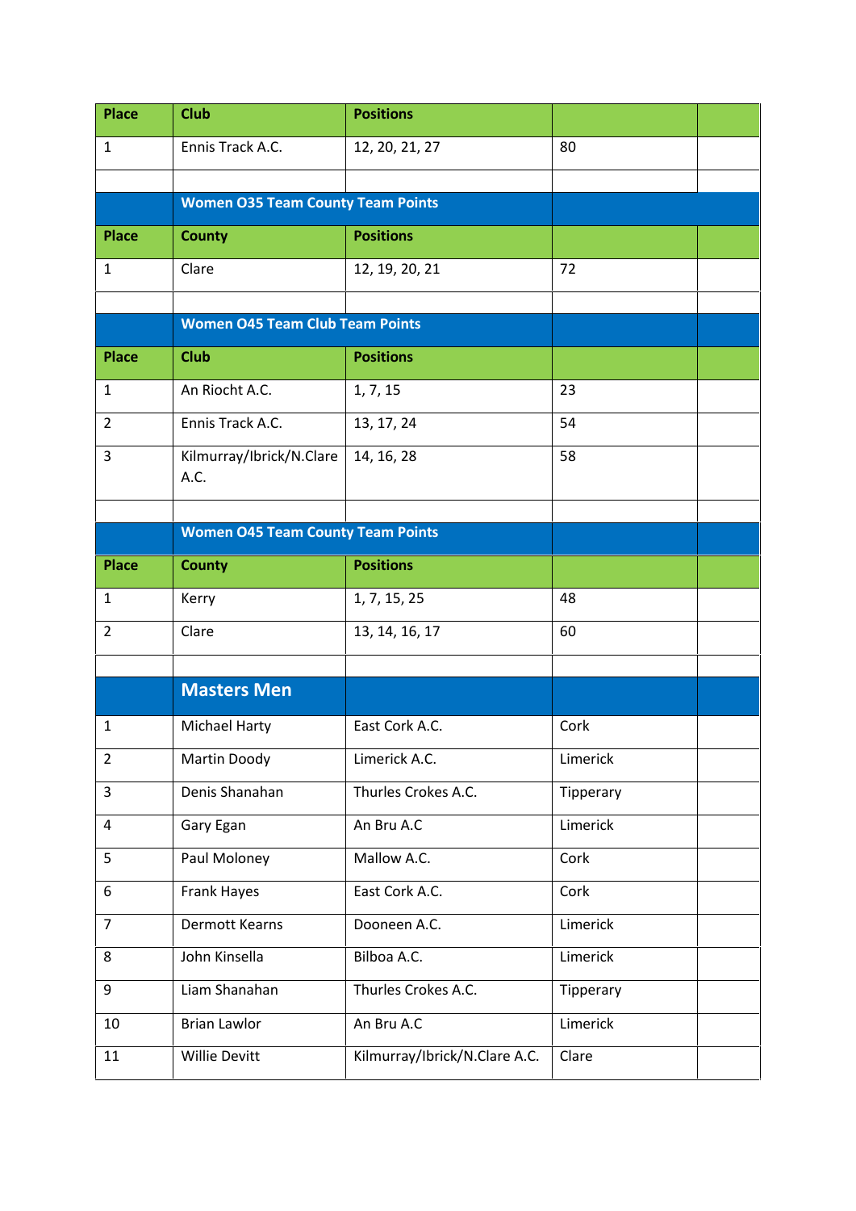| Place | Club | Positions | | |
|---|---|---|---|---|
| 1 | Ennis Track A.C. | 12, 20, 21, 27 | 80 | |
| | | | | |
| | **Women O35 Team County Team Points** | | | |
| **Place** | **County** | **Positions** | | |
| 1 | Clare | 12, 19, 20, 21 | 72 | |
| | | | | |
| | **Women O45 Team Club Team Points** | | | |
| **Place** | **Club** | **Positions** | | |
| 1 | An Riocht A.C. | 1, 7, 15 | 23 | |
| 2 | Ennis Track A.C. | 13, 17, 24 | 54 | |
| 3 | Kilmurray/Ibrick/N.Clare A.C. | 14, 16, 28 | 58 | |
| | | | | |
| | **Women O45 Team County Team Points** | | | |
| **Place** | **County** | **Positions** | | |
| 1 | Kerry | 1, 7, 15, 25 | 48 | |
| 2 | Clare | 13, 14, 16, 17 | 60 | |
| | | | | |
| | **Masters Men** | | | |
| 1 | Michael Harty | East Cork A.C. | Cork | |
| 2 | Martin Doody | Limerick A.C. | Limerick | |
| 3 | Denis Shanahan | Thurles Crokes A.C. | Tipperary | |
| 4 | Gary Egan | An Bru A.C | Limerick | |
| 5 | Paul Moloney | Mallow A.C. | Cork | |
| 6 | Frank Hayes | East Cork A.C. | Cork | |
| 7 | Dermott Kearns | Dooneen A.C. | Limerick | |
| 8 | John Kinsella | Bilboa A.C. | Limerick | |
| 9 | Liam Shanahan | Thurles Crokes A.C. | Tipperary | |
| 10 | Brian Lawlor | An Bru A.C | Limerick | |
| 11 | Willie Devitt | Kilmurray/Ibrick/N.Clare A.C. | Clare | |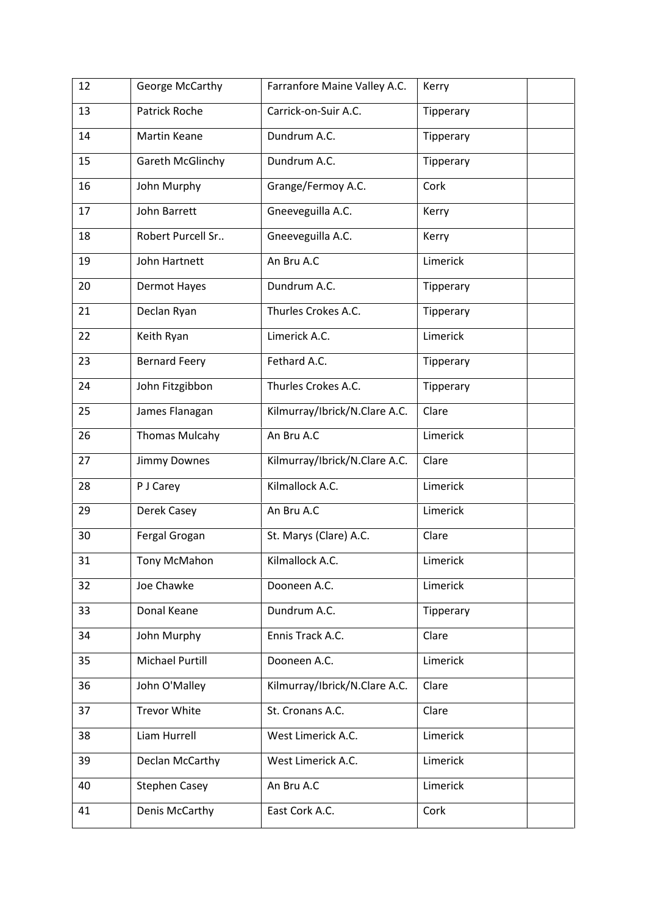| 12 | George McCarthy | Farranfore Maine Valley A.C. | Kerry | |
|---|---|---|---|---|
| 13 | Patrick Roche | Carrick-on-Suir A.C. | Tipperary | |
| 14 | Martin Keane | Dundrum A.C. | Tipperary | |
| 15 | Gareth McGlinchy | Dundrum A.C. | Tipperary | |
| 16 | John Murphy | Grange/Fermoy A.C. | Cork | |
| 17 | John Barrett | Gneeveguilla A.C. | Kerry | |
| 18 | Robert Purcell Sr.. | Gneeveguilla A.C. | Kerry | |
| 19 | John Hartnett | An Bru A.C | Limerick | |
| 20 | Dermot Hayes | Dundrum A.C. | Tipperary | |
| 21 | Declan Ryan | Thurles Crokes A.C. | Tipperary | |
| 22 | Keith Ryan | Limerick A.C. | Limerick | |
| 23 | Bernard Feery | Fethard A.C. | Tipperary | |
| 24 | John Fitzgibbon | Thurles Crokes A.C. | Tipperary | |
| 25 | James Flanagan | Kilmurray/Ibrick/N.Clare A.C. | Clare | |
| 26 | Thomas Mulcahy | An Bru A.C | Limerick | |
| 27 | Jimmy Downes | Kilmurray/Ibrick/N.Clare A.C. | Clare | |
| 28 | P J Carey | Kilmallock A.C. | Limerick | |
| 29 | Derek Casey | An Bru A.C | Limerick | |
| 30 | Fergal Grogan | St. Marys (Clare) A.C. | Clare | |
| 31 | Tony McMahon | Kilmallock A.C. | Limerick | |
| 32 | Joe Chawke | Dooneen A.C. | Limerick | |
| 33 | Donal Keane | Dundrum A.C. | Tipperary | |
| 34 | John Murphy | Ennis Track A.C. | Clare | |
| 35 | Michael Purtill | Dooneen A.C. | Limerick | |
| 36 | John O'Malley | Kilmurray/Ibrick/N.Clare A.C. | Clare | |
| 37 | Trevor White | St. Cronans A.C. | Clare | |
| 38 | Liam Hurrell | West Limerick A.C. | Limerick | |
| 39 | Declan McCarthy | West Limerick A.C. | Limerick | |
| 40 | Stephen Casey | An Bru A.C | Limerick | |
| 41 | Denis McCarthy | East Cork A.C. | Cork | |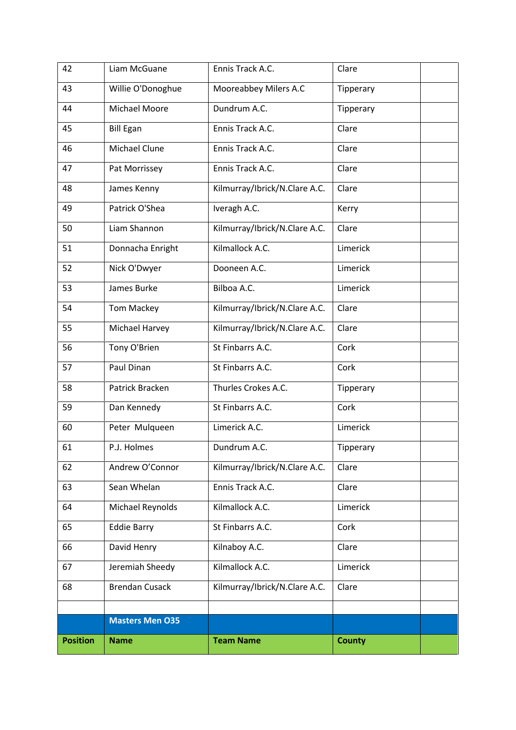| 42 | Liam McGuane | Ennis Track A.C. | Clare | |
|---|---|---|---|---|
| 43 | Willie O'Donoghue | Mooreabbey Milers A.C | Tipperary | |
| 44 | Michael Moore | Dundrum A.C. | Tipperary | |
| 45 | Bill Egan | Ennis Track A.C. | Clare | |
| 46 | Michael Clune | Ennis Track A.C. | Clare | |
| 47 | Pat Morrissey | Ennis Track A.C. | Clare | |
| 48 | James Kenny | Kilmurray/Ibrick/N.Clare A.C. | Clare | |
| 49 | Patrick O'Shea | Iveragh A.C. | Kerry | |
| 50 | Liam Shannon | Kilmurray/Ibrick/N.Clare A.C. | Clare | |
| 51 | Donnacha Enright | Kilmallock A.C. | Limerick | |
| 52 | Nick O'Dwyer | Dooneen A.C. | Limerick | |
| 53 | James Burke | Bilboa A.C. | Limerick | |
| 54 | Tom Mackey | Kilmurray/Ibrick/N.Clare A.C. | Clare | |
| 55 | Michael Harvey | Kilmurray/Ibrick/N.Clare A.C. | Clare | |
| 56 | Tony O'Brien | St Finbarrs A.C. | Cork | |
| 57 | Paul Dinan | St Finbarrs A.C. | Cork | |
| 58 | Patrick Bracken | Thurles Crokes A.C. | Tipperary | |
| 59 | Dan Kennedy | St Finbarrs A.C. | Cork | |
| 60 | Peter Mulqueen | Limerick A.C. | Limerick | |
| 61 | P.J. Holmes | Dundrum A.C. | Tipperary | |
| 62 | Andrew O'Connor | Kilmurray/Ibrick/N.Clare A.C. | Clare | |
| 63 | Sean Whelan | Ennis Track A.C. | Clare | |
| 64 | Michael Reynolds | Kilmallock A.C. | Limerick | |
| 65 | Eddie Barry | St Finbarrs A.C. | Cork | |
| 66 | David Henry | Kilnaboy A.C. | Clare | |
| 67 | Jeremiah Sheedy | Kilmallock A.C. | Limerick | |
| 68 | Brendan Cusack | Kilmurray/Ibrick/N.Clare A.C. | Clare | |
| | | | | |
| | **Masters Men O35** | | | |
| **Position** | **Name** | **Team Name** | **County** | |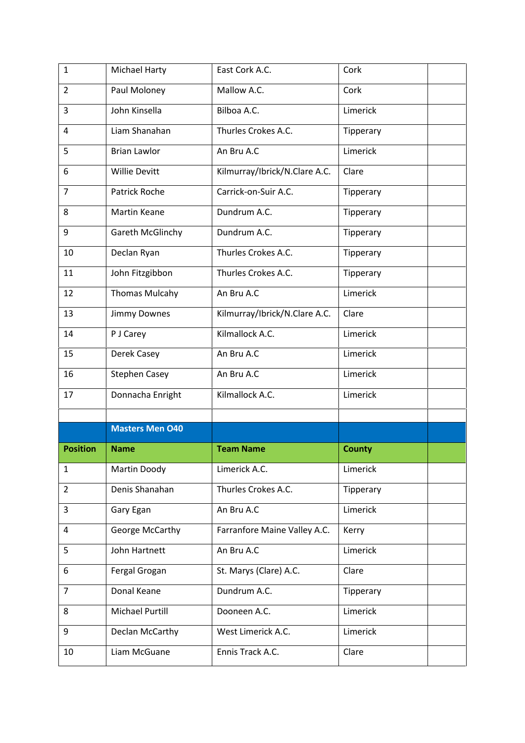| | | | | |
|---|---|---|---|---|
| 1 | Michael Harty | East Cork A.C. | Cork | |
| 2 | Paul Moloney | Mallow A.C. | Cork | |
| 3 | John Kinsella | Bilboa A.C. | Limerick | |
| 4 | Liam Shanahan | Thurles Crokes A.C. | Tipperary | |
| 5 | Brian Lawlor | An Bru A.C | Limerick | |
| 6 | Willie Devitt | Kilmurray/Ibrick/N.Clare A.C. | Clare | |
| 7 | Patrick Roche | Carrick-on-Suir A.C. | Tipperary | |
| 8 | Martin Keane | Dundrum A.C. | Tipperary | |
| 9 | Gareth McGlinchy | Dundrum A.C. | Tipperary | |
| 10 | Declan Ryan | Thurles Crokes A.C. | Tipperary | |
| 11 | John Fitzgibbon | Thurles Crokes A.C. | Tipperary | |
| 12 | Thomas Mulcahy | An Bru A.C | Limerick | |
| 13 | Jimmy Downes | Kilmurray/Ibrick/N.Clare A.C. | Clare | |
| 14 | P J Carey | Kilmallock A.C. | Limerick | |
| 15 | Derek Casey | An Bru A.C | Limerick | |
| 16 | Stephen Casey | An Bru A.C | Limerick | |
| 17 | Donnacha Enright | Kilmallock A.C. | Limerick | |

| | **Masters Men O40** | | | |
|---|---|---|---|---|
| **Position** | **Name** | **Team Name** | **County** | |
| 1 | Martin Doody | Limerick A.C. | Limerick | |
| 2 | Denis Shanahan | Thurles Crokes A.C. | Tipperary | |
| 3 | Gary Egan | An Bru A.C | Limerick | |
| 4 | George McCarthy | Farranfore Maine Valley A.C. | Kerry | |
| 5 | John Hartnett | An Bru A.C | Limerick | |
| 6 | Fergal Grogan | St. Marys (Clare) A.C. | Clare | |
| 7 | Donal Keane | Dundrum A.C. | Tipperary | |
| 8 | Michael Purtill | Dooneen A.C. | Limerick | |
| 9 | Declan McCarthy | West Limerick A.C. | Limerick | |
| 10 | Liam McGuane | Ennis Track A.C. | Clare | |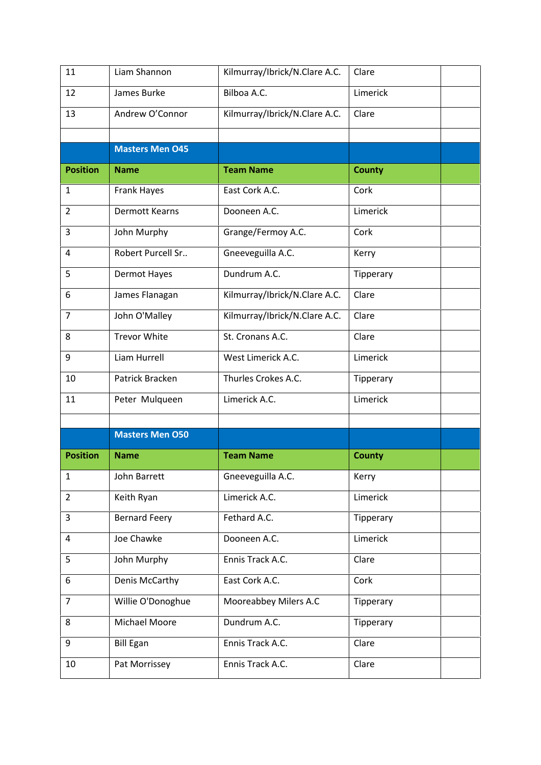| | | | | |
|---|---|---|---|---|
| 11 | Liam Shannon | Kilmurray/Ibrick/N.Clare A.C. | Clare | |
| 12 | James Burke | Bilboa A.C. | Limerick | |
| 13 | Andrew O'Connor | Kilmurray/Ibrick/N.Clare A.C. | Clare | |

| | Masters Men O45 | | | |
|---|---|---|---|---|
| **Position** | **Name** | **Team Name** | **County** | |
| 1 | Frank Hayes | East Cork A.C. | Cork | |
| 2 | Dermott Kearns | Dooneen A.C. | Limerick | |
| 3 | John Murphy | Grange/Fermoy A.C. | Cork | |
| 4 | Robert Purcell Sr.. | Gneeveguilla A.C. | Kerry | |
| 5 | Dermot Hayes | Dundrum A.C. | Tipperary | |
| 6 | James Flanagan | Kilmurray/Ibrick/N.Clare A.C. | Clare | |
| 7 | John O'Malley | Kilmurray/Ibrick/N.Clare A.C. | Clare | |
| 8 | Trevor White | St. Cronans A.C. | Clare | |
| 9 | Liam Hurrell | West Limerick A.C. | Limerick | |
| 10 | Patrick Bracken | Thurles Crokes A.C. | Tipperary | |
| 11 | Peter Mulqueen | Limerick A.C. | Limerick | |

| | Masters Men O50 | | | |
|---|---|---|---|---|
| **Position** | **Name** | **Team Name** | **County** | |
| 1 | John Barrett | Gneeveguilla A.C. | Kerry | |
| 2 | Keith Ryan | Limerick A.C. | Limerick | |
| 3 | Bernard Feery | Fethard A.C. | Tipperary | |
| 4 | Joe Chawke | Dooneen A.C. | Limerick | |
| 5 | John Murphy | Ennis Track A.C. | Clare | |
| 6 | Denis McCarthy | East Cork A.C. | Cork | |
| 7 | Willie O'Donoghue | Mooreabbey Milers A.C | Tipperary | |
| 8 | Michael Moore | Dundrum A.C. | Tipperary | |
| 9 | Bill Egan | Ennis Track A.C. | Clare | |
| 10 | Pat Morrissey | Ennis Track A.C. | Clare | |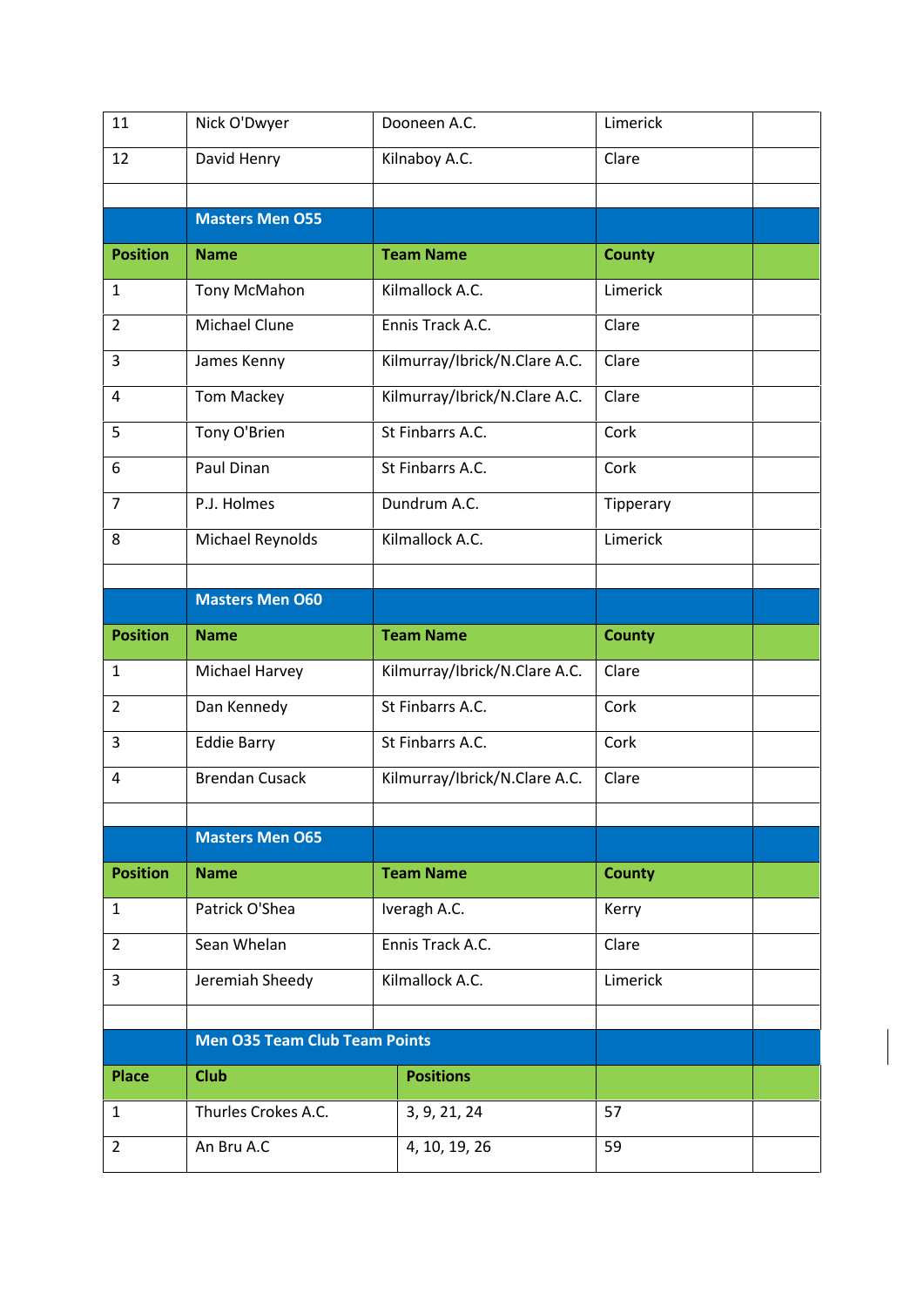| | | | | |
|---|---|---|---|---|
| 11 | Nick O'Dwyer | Dooneen A.C. | Limerick | |
| 12 | David Henry | Kilnaboy A.C. | Clare | |

| | Masters Men O55 | | | |
|---|---|---|---|---|
| **Position** | **Name** | **Team Name** | **County** | |
| 1 | Tony McMahon | Kilmallock A.C. | Limerick | |
| 2 | Michael Clune | Ennis Track A.C. | Clare | |
| 3 | James Kenny | Kilmurray/Ibrick/N.Clare A.C. | Clare | |
| 4 | Tom Mackey | Kilmurray/Ibrick/N.Clare A.C. | Clare | |
| 5 | Tony O'Brien | St Finbarrs A.C. | Cork | |
| 6 | Paul Dinan | St Finbarrs A.C. | Cork | |
| 7 | P.J. Holmes | Dundrum A.C. | Tipperary | |
| 8 | Michael Reynolds | Kilmallock A.C. | Limerick | |

| | Masters Men O60 | | | |
|---|---|---|---|---|
| **Position** | **Name** | **Team Name** | **County** | |
| 1 | Michael Harvey | Kilmurray/Ibrick/N.Clare A.C. | Clare | |
| 2 | Dan Kennedy | St Finbarrs A.C. | Cork | |
| 3 | Eddie Barry | St Finbarrs A.C. | Cork | |
| 4 | Brendan Cusack | Kilmurray/Ibrick/N.Clare A.C. | Clare | |

| | Masters Men O65 | | | |
|---|---|---|---|---|
| **Position** | **Name** | **Team Name** | **County** | |
| 1 | Patrick O'Shea | Iveragh A.C. | Kerry | |
| 2 | Sean Whelan | Ennis Track A.C. | Clare | |
| 3 | Jeremiah Sheedy | Kilmallock A.C. | Limerick | |

| | Men O35 Team Club Team Points | | | |
|---|---|---|---|---|
| **Place** | **Club** | **Positions** | | |
| 1 | Thurles Crokes A.C. | 3, 9, 21, 24 | 57 | |
| 2 | An Bru A.C | 4, 10, 19, 26 | 59 | |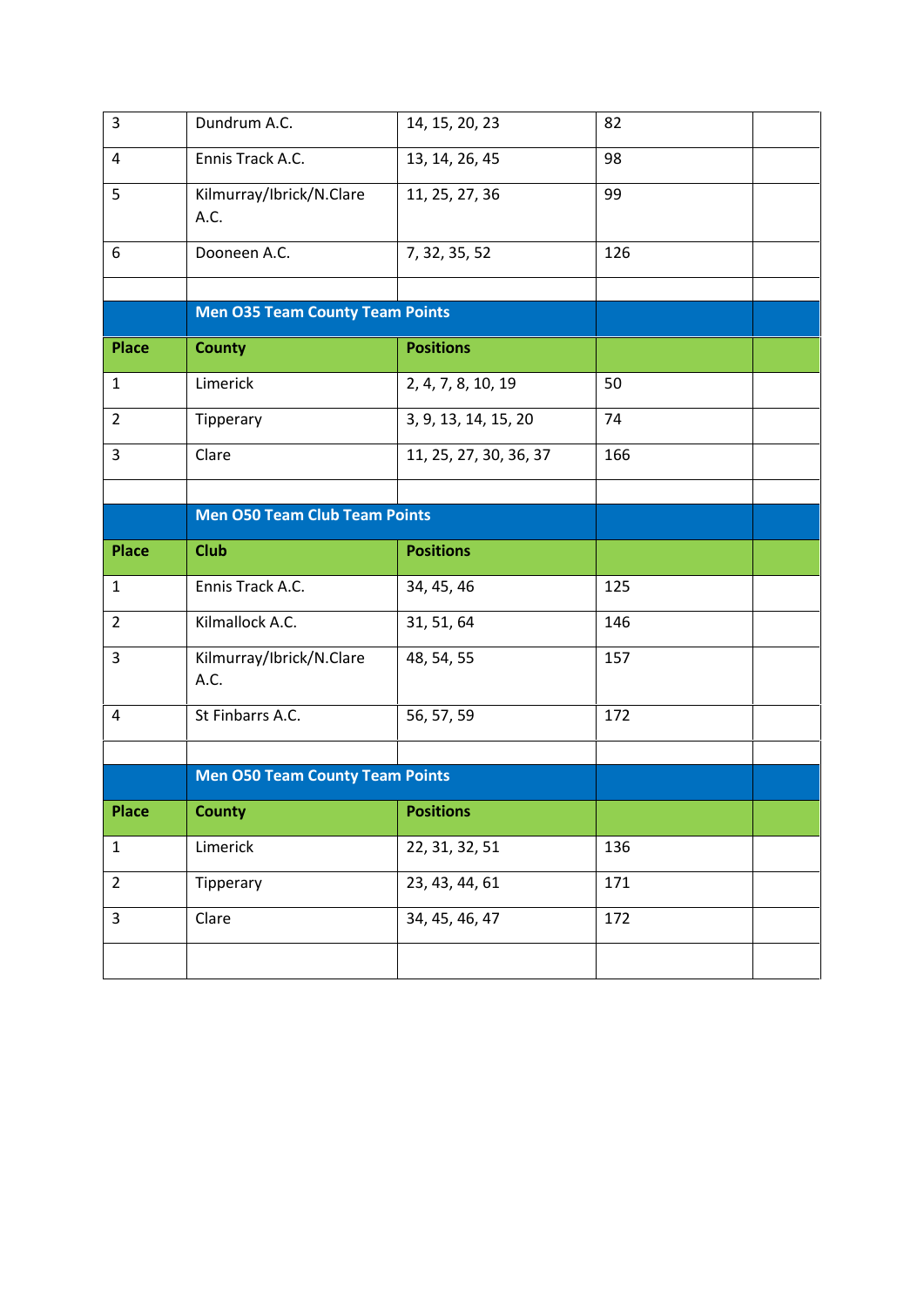| | | | | |
|---|---|---|---|---|
| 3 | Dundrum A.C. | 14, 15, 20, 23 | 82 | |
| 4 | Ennis Track A.C. | 13, 14, 26, 45 | 98 | |
| 5 | Kilmurray/Ibrick/N.Clare A.C. | 11, 25, 27, 36 | 99 | |
| 6 | Dooneen A.C. | 7, 32, 35, 52 | 126 | |
| | | | | |
| | **Men O35 Team County Team Points** | | | |
| **Place** | **County** | **Positions** | | |
| 1 | Limerick | 2, 4, 7, 8, 10, 19 | 50 | |
| 2 | Tipperary | 3, 9, 13, 14, 15, 20 | 74 | |
| 3 | Clare | 11, 25, 27, 30, 36, 37 | 166 | |
| | | | | |
| | **Men O50 Team Club Team Points** | | | |
| **Place** | **Club** | **Positions** | | |
| 1 | Ennis Track A.C. | 34, 45, 46 | 125 | |
| 2 | Kilmallock A.C. | 31, 51, 64 | 146 | |
| 3 | Kilmurray/Ibrick/N.Clare A.C. | 48, 54, 55 | 157 | |
| 4 | St Finbarrs A.C. | 56, 57, 59 | 172 | |
| | | | | |
| | **Men O50 Team County Team Points** | | | |
| **Place** | **County** | **Positions** | | |
| 1 | Limerick | 22, 31, 32, 51 | 136 | |
| 2 | Tipperary | 23, 43, 44, 61 | 171 | |
| 3 | Clare | 34, 45, 46, 47 | 172 | |
| | | | | |